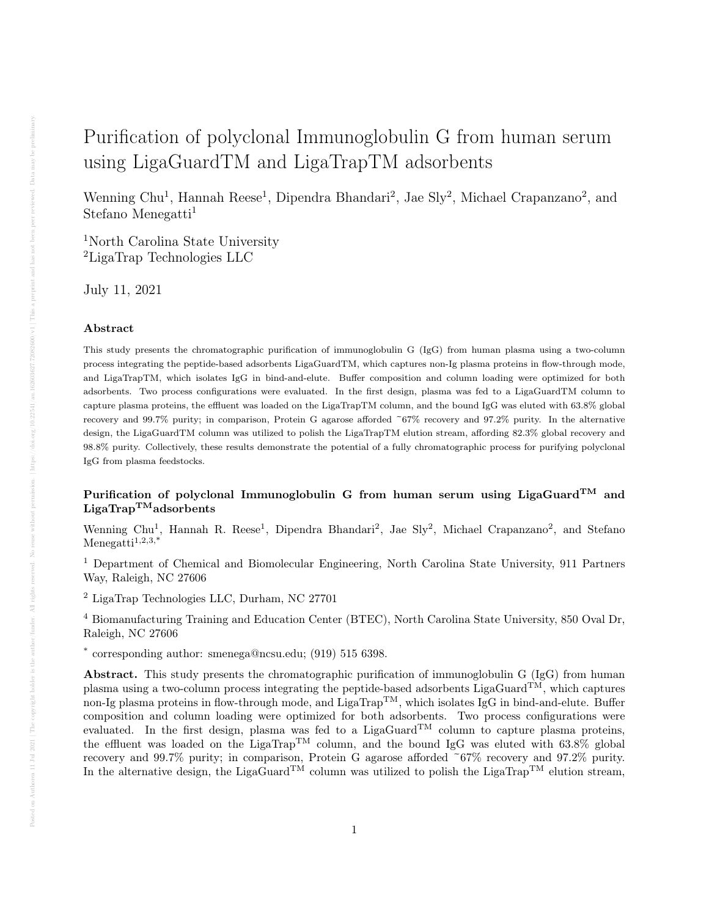# Purification of polyclonal Immunoglobulin G from human serum using LigaGuardTM and LigaTrapTM adsorbents

Wenning Chu[1], Hannah Reese[1], Dipendra Bhandari[2], Jae Sly[2], Michael Crapanzano[2], and Stefano Menegatti[1]

[1]North Carolina State University
[2]LigaTrap Technologies LLC

July 11, 2021

### Abstract

This study presents the chromatographic purification of immunoglobulin G (IgG) from human plasma using a two-column process integrating the peptide-based adsorbents LigaGuardTM, which captures non-Ig plasma proteins in flow-through mode, and LigaTrapTM, which isolates IgG in bind-and-elute. Buffer composition and column loading were optimized for both adsorbents. Two process configurations were evaluated. In the first design, plasma was fed to a LigaGuardTM column to capture plasma proteins, the effluent was loaded on the LigaTrapTM column, and the bound IgG was eluted with 63.8% global recovery and 99.7% purity; in comparison, Protein G agarose afforded ~67% recovery and 97.2% purity. In the alternative design, the LigaGuardTM column was utilized to polish the LigaTrapTM elution stream, affording 82.3% global recovery and 98.8% purity. Collectively, these results demonstrate the potential of a fully chromatographic process for purifying polyclonal IgG from plasma feedstocks.

### Purification of polyclonal Immunoglobulin G from human serum using LigaGuard$^{TM}$ and LigaTrap$^{TM}$adsorbents

Wenning Chu[1], Hannah R. Reese[1], Dipendra Bhandari[2], Jae Sly[2], Michael Crapanzano[2], and Stefano Menegatti[1,2,3,*]

[1] Department of Chemical and Biomolecular Engineering, North Carolina State University, 911 Partners Way, Raleigh, NC 27606

[2] LigaTrap Technologies LLC, Durham, NC 27701

[4] Biomanufacturing Training and Education Center (BTEC), North Carolina State University, 850 Oval Dr, Raleigh, NC 27606

[*] corresponding author: smenega@ncsu.edu; (919) 515 6398.

**Abstract.** This study presents the chromatographic purification of immunoglobulin G (IgG) from human plasma using a two-column process integrating the peptide-based adsorbents LigaGuard$^{TM}$, which captures non-Ig plasma proteins in flow-through mode, and LigaTrap$^{TM}$, which isolates IgG in bind-and-elute. Buffer composition and column loading were optimized for both adsorbents. Two process configurations were evaluated. In the first design, plasma was fed to a LigaGuard$^{TM}$ column to capture plasma proteins, the effluent was loaded on the LigaTrap$^{TM}$ column, and the bound IgG was eluted with 63.8% global recovery and 99.7% purity; in comparison, Protein G agarose afforded ~67% recovery and 97.2% purity. In the alternative design, the LigaGuard$^{TM}$ column was utilized to polish the LigaTrap$^{TM}$ elution stream,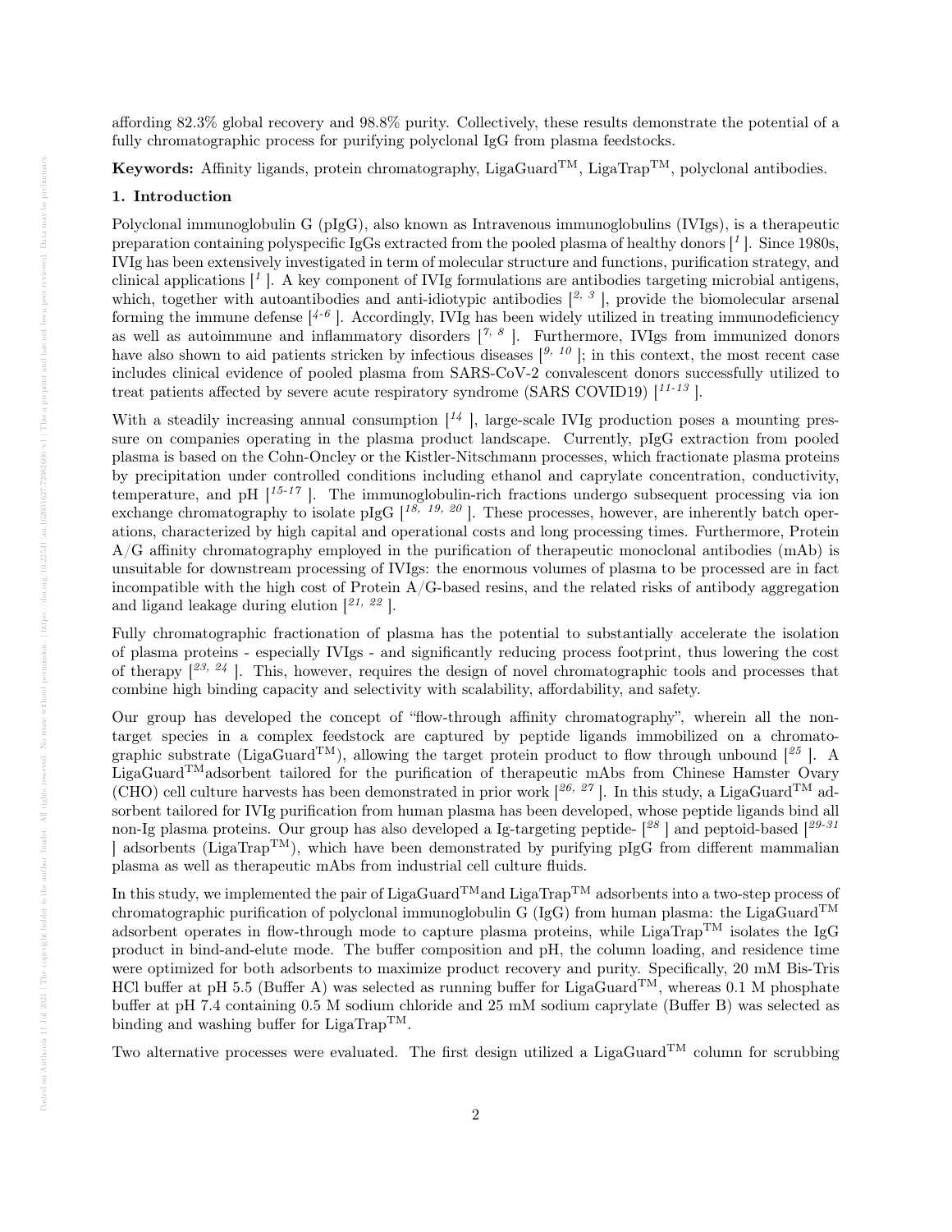affording 82.3% global recovery and 98.8% purity. Collectively, these results demonstrate the potential of a fully chromatographic process for purifying polyclonal IgG from plasma feedstocks.

**Keywords:** Affinity ligands, protein chromatography, LigaGuard™, LigaTrap™, polyclonal antibodies.

## 1. Introduction

Polyclonal immunoglobulin G (pIgG), also known as Intravenous immunoglobulins (IVIgs), is a therapeutic preparation containing polyspecific IgGs extracted from the pooled plasma of healthy donors [1]. Since 1980s, IVIg has been extensively investigated in term of molecular structure and functions, purification strategy, and clinical applications [1]. A key component of IVIg formulations are antibodies targeting microbial antigens, which, together with autoantibodies and anti-idiotypic antibodies [2, 3], provide the biomolecular arsenal forming the immune defense [4-6]. Accordingly, IVIg has been widely utilized in treating immunodeficiency as well as autoimmune and inflammatory disorders [7, 8]. Furthermore, IVIgs from immunized donors have also shown to aid patients stricken by infectious diseases [9, 10]; in this context, the most recent case includes clinical evidence of pooled plasma from SARS-CoV-2 convalescent donors successfully utilized to treat patients affected by severe acute respiratory syndrome (SARS COVID19) [11-13].

With a steadily increasing annual consumption [14], large-scale IVIg production poses a mounting pressure on companies operating in the plasma product landscape. Currently, pIgG extraction from pooled plasma is based on the Cohn-Oncley or the Kistler-Nitschmann processes, which fractionate plasma proteins by precipitation under controlled conditions including ethanol and caprylate concentration, conductivity, temperature, and pH [15-17]. The immunoglobulin-rich fractions undergo subsequent processing via ion exchange chromatography to isolate pIgG [18, 19, 20]. These processes, however, are inherently batch operations, characterized by high capital and operational costs and long processing times. Furthermore, Protein A/G affinity chromatography employed in the purification of therapeutic monoclonal antibodies (mAb) is unsuitable for downstream processing of IVIgs: the enormous volumes of plasma to be processed are in fact incompatible with the high cost of Protein A/G-based resins, and the related risks of antibody aggregation and ligand leakage during elution [21, 22].

Fully chromatographic fractionation of plasma has the potential to substantially accelerate the isolation of plasma proteins - especially IVIgs - and significantly reducing process footprint, thus lowering the cost of therapy [23, 24]. This, however, requires the design of novel chromatographic tools and processes that combine high binding capacity and selectivity with scalability, affordability, and safety.

Our group has developed the concept of "flow-through affinity chromatography", wherein all the non-target species in a complex feedstock are captured by peptide ligands immobilized on a chromatographic substrate (LigaGuard™), allowing the target protein product to flow through unbound [25]. A LigaGuard™adsorbent tailored for the purification of therapeutic mAbs from Chinese Hamster Ovary (CHO) cell culture harvests has been demonstrated in prior work [26, 27]. In this study, a LigaGuard™ adsorbent tailored for IVIg purification from human plasma has been developed, whose peptide ligands bind all non-Ig plasma proteins. Our group has also developed a Ig-targeting peptide- [28] and peptoid-based [29-31] adsorbents (LigaTrap™), which have been demonstrated by purifying pIgG from different mammalian plasma as well as therapeutic mAbs from industrial cell culture fluids.

In this study, we implemented the pair of LigaGuard™and LigaTrap™ adsorbents into a two-step process of chromatographic purification of polyclonal immunoglobulin G (IgG) from human plasma: the LigaGuard™ adsorbent operates in flow-through mode to capture plasma proteins, while LigaTrap™ isolates the IgG product in bind-and-elute mode. The buffer composition and pH, the column loading, and residence time were optimized for both adsorbents to maximize product recovery and purity. Specifically, 20 mM Bis-Tris HCl buffer at pH 5.5 (Buffer A) was selected as running buffer for LigaGuard™, whereas 0.1 M phosphate buffer at pH 7.4 containing 0.5 M sodium chloride and 25 mM sodium caprylate (Buffer B) was selected as binding and washing buffer for LigaTrap™.

Two alternative processes were evaluated. The first design utilized a LigaGuard™ column for scrubbing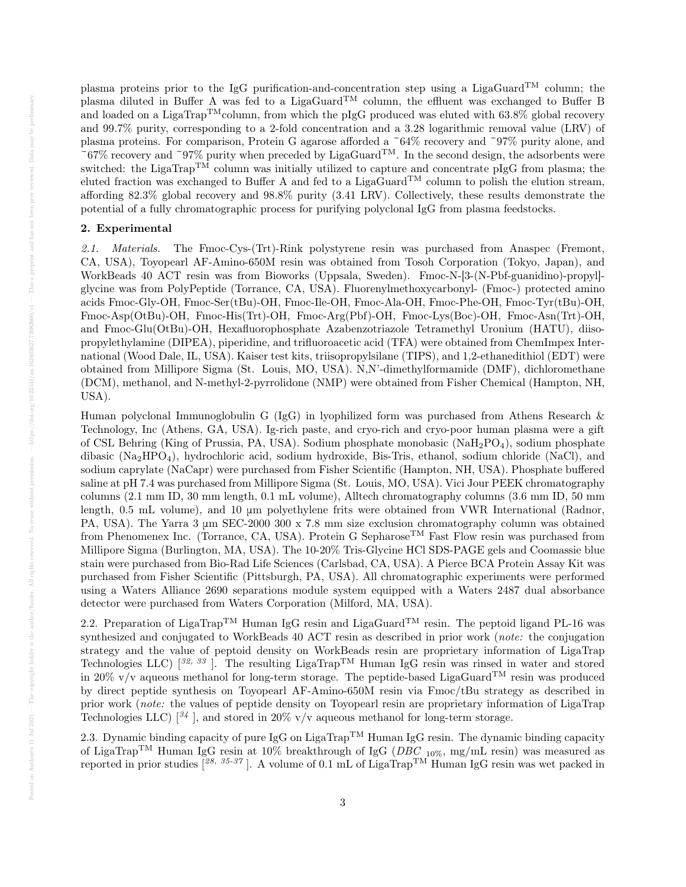plasma proteins prior to the IgG purification-and-concentration step using a LigaGuard$^{TM}$ column; the plasma diluted in Buffer A was fed to a LigaGuard$^{TM}$ column, the effluent was exchanged to Buffer B and loaded on a LigaTrap$^{TM}$column, from which the pIgG produced was eluted with 63.8% global recovery and 99.7% purity, corresponding to a 2-fold concentration and a 3.28 logarithmic removal value (LRV) of plasma proteins. For comparison, Protein G agarose afforded a ~64% recovery and ~97% purity alone, and ~67% recovery and ~97% purity when preceded by LigaGuard$^{TM}$. In the second design, the adsorbents were switched: the LigaTrap$^{TM}$ column was initially utilized to capture and concentrate pIgG from plasma; the eluted fraction was exchanged to Buffer A and fed to a LigaGuard$^{TM}$ column to polish the elution stream, affording 82.3% global recovery and 98.8% purity (3.41 LRV). Collectively, these results demonstrate the potential of a fully chromatographic process for purifying polyclonal IgG from plasma feedstocks.

## 2. Experimental

*2.1. Materials.* The Fmoc-Cys-(Trt)-Rink polystyrene resin was purchased from Anaspec (Fremont, CA, USA), Toyopearl AF-Amino-650M resin was obtained from Tosoh Corporation (Tokyo, Japan), and WorkBeads 40 ACT resin was from Bioworks (Uppsala, Sweden). Fmoc-N-[3-(N-Pbf-guanidino)-propyl]-glycine was from PolyPeptide (Torrance, CA, USA). Fluorenylmethoxycarbonyl- (Fmoc-) protected amino acids Fmoc-Gly-OH, Fmoc-Ser(tBu)-OH, Fmoc-Ile-OH, Fmoc-Ala-OH, Fmoc-Phe-OH, Fmoc-Tyr(tBu)-OH, Fmoc-Asp(OtBu)-OH, Fmoc-His(Trt)-OH, Fmoc-Arg(Pbf)-OH, Fmoc-Lys(Boc)-OH, Fmoc-Asn(Trt)-OH, and Fmoc-Glu(OtBu)-OH, Hexafluorophosphate Azabenzotriazole Tetramethyl Uronium (HATU), diisopropylethylamine (DIPEA), piperidine, and trifluoroacetic acid (TFA) were obtained from ChemImpex International (Wood Dale, IL, USA). Kaiser test kits, triisopropylsilane (TIPS), and 1,2-ethanedithiol (EDT) were obtained from Millipore Sigma (St. Louis, MO, USA). N,N'-dimethylformamide (DMF), dichloromethane (DCM), methanol, and N-methyl-2-pyrrolidone (NMP) were obtained from Fisher Chemical (Hampton, NH, USA).

Human polyclonal Immunoglobulin G (IgG) in lyophilized form was purchased from Athens Research & Technology, Inc (Athens, GA, USA). Ig-rich paste, and cryo-rich and cryo-poor human plasma were a gift of CSL Behring (King of Prussia, PA, USA). Sodium phosphate monobasic ($NaH_2PO_4$), sodium phosphate dibasic ($Na_2HPO_4$), hydrochloric acid, sodium hydroxide, Bis-Tris, ethanol, sodium chloride (NaCl), and sodium caprylate (NaCapr) were purchased from Fisher Scientific (Hampton, NH, USA). Phosphate buffered saline at pH 7.4 was purchased from Millipore Sigma (St. Louis, MO, USA). Vici Jour PEEK chromatography columns (2.1 mm ID, 30 mm length, 0.1 mL volume), Alltech chromatography columns (3.6 mm ID, 50 mm length, 0.5 mL volume), and 10 µm polyethylene frits were obtained from VWR International (Radnor, PA, USA). The Yarra 3 µm SEC-2000 300 x 7.8 mm size exclusion chromatography column was obtained from Phenomenex Inc. (Torrance, CA, USA). Protein G Sepharose$^{TM}$ Fast Flow resin was purchased from Millipore Sigma (Burlington, MA, USA). The 10-20% Tris-Glycine HCl SDS-PAGE gels and Coomassie blue stain were purchased from Bio-Rad Life Sciences (Carlsbad, CA, USA). A Pierce BCA Protein Assay Kit was purchased from Fisher Scientific (Pittsburgh, PA, USA). All chromatographic experiments were performed using a Waters Alliance 2690 separations module system equipped with a Waters 2487 dual absorbance detector were purchased from Waters Corporation (Milford, MA, USA).

2.2. Preparation of LigaTrap$^{TM}$ Human IgG resin and LigaGuard$^{TM}$ resin. The peptoid ligand PL-16 was synthesized and conjugated to WorkBeads 40 ACT resin as described in prior work (*note:* the conjugation strategy and the value of peptoid density on WorkBeads resin are proprietary information of LigaTrap Technologies LLC) [32, 33]. The resulting LigaTrap$^{TM}$ Human IgG resin was rinsed in water and stored in 20% v/v aqueous methanol for long-term storage. The peptide-based LigaGuard$^{TM}$ resin was produced by direct peptide synthesis on Toyopearl AF-Amino-650M resin via Fmoc/tBu strategy as described in prior work (*note:* the values of peptide density on Toyopearl resin are proprietary information of LigaTrap Technologies LLC) [34], and stored in 20% v/v aqueous methanol for long-term storage.

2.3. Dynamic binding capacity of pure IgG on LigaTrap$^{TM}$ Human IgG resin. The dynamic binding capacity of LigaTrap$^{TM}$ Human IgG resin at 10% breakthrough of IgG ($DBC_{10\%}$, mg/mL resin) was measured as reported in prior studies [28, 35-37]. A volume of 0.1 mL of LigaTrap$^{TM}$ Human IgG resin was wet packed in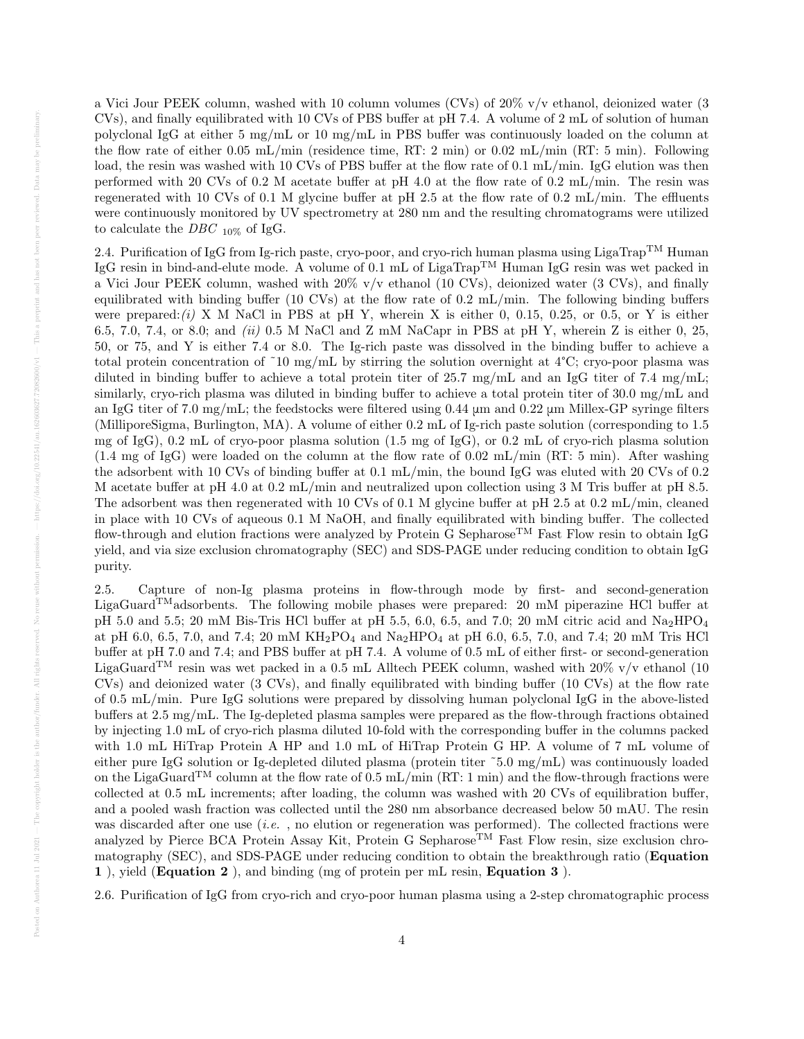a Vici Jour PEEK column, washed with 10 column volumes (CVs) of 20% v/v ethanol, deionized water (3 CVs), and finally equilibrated with 10 CVs of PBS buffer at pH 7.4. A volume of 2 mL of solution of human polyclonal IgG at either 5 mg/mL or 10 mg/mL in PBS buffer was continuously loaded on the column at the flow rate of either 0.05 mL/min (residence time, RT: 2 min) or 0.02 mL/min (RT: 5 min). Following load, the resin was washed with 10 CVs of PBS buffer at the flow rate of 0.1 mL/min. IgG elution was then performed with 20 CVs of 0.2 M acetate buffer at pH 4.0 at the flow rate of 0.2 mL/min. The resin was regenerated with 10 CVs of 0.1 M glycine buffer at pH 2.5 at the flow rate of 0.2 mL/min. The effluents were continuously monitored by UV spectrometry at 280 nm and the resulting chromatograms were utilized to calculate the $DBC_{10\%}$ of IgG.

2.4. Purification of IgG from Ig-rich paste, cryo-poor, and cryo-rich human plasma using LigaTrap™ Human IgG resin in bind-and-elute mode. A volume of 0.1 mL of LigaTrap™ Human IgG resin was wet packed in a Vici Jour PEEK column, washed with 20% v/v ethanol (10 CVs), deionized water (3 CVs), and finally equilibrated with binding buffer (10 CVs) at the flow rate of 0.2 mL/min. The following binding buffers were prepared: *(i)* X M NaCl in PBS at pH Y, wherein X is either 0, 0.15, 0.25, or 0.5, or Y is either 6.5, 7.0, 7.4, or 8.0; and *(ii)* 0.5 M NaCl and Z mM NaCapr in PBS at pH Y, wherein Z is either 0, 25, 50, or 75, and Y is either 7.4 or 8.0. The Ig-rich paste was dissolved in the binding buffer to achieve a total protein concentration of ~10 mg/mL by stirring the solution overnight at 4°C; cryo-poor plasma was diluted in binding buffer to achieve a total protein titer of 25.7 mg/mL and an IgG titer of 7.4 mg/mL; similarly, cryo-rich plasma was diluted in binding buffer to achieve a total protein titer of 30.0 mg/mL and an IgG titer of 7.0 mg/mL; the feedstocks were filtered using 0.44 µm and 0.22 µm Millex-GP syringe filters (MilliporeSigma, Burlington, MA). A volume of either 0.2 mL of Ig-rich paste solution (corresponding to 1.5 mg of IgG), 0.2 mL of cryo-poor plasma solution (1.5 mg of IgG), or 0.2 mL of cryo-rich plasma solution (1.4 mg of IgG) were loaded on the column at the flow rate of 0.02 mL/min (RT: 5 min). After washing the adsorbent with 10 CVs of binding buffer at 0.1 mL/min, the bound IgG was eluted with 20 CVs of 0.2 M acetate buffer at pH 4.0 at 0.2 mL/min and neutralized upon collection using 3 M Tris buffer at pH 8.5. The adsorbent was then regenerated with 10 CVs of 0.1 M glycine buffer at pH 2.5 at 0.2 mL/min, cleaned in place with 10 CVs of aqueous 0.1 M NaOH, and finally equilibrated with binding buffer. The collected flow-through and elution fractions were analyzed by Protein G Sepharose™ Fast Flow resin to obtain IgG yield, and via size exclusion chromatography (SEC) and SDS-PAGE under reducing condition to obtain IgG purity.

2.5. Capture of non-Ig plasma proteins in flow-through mode by first- and second-generation LigaGuard™adsorbents. The following mobile phases were prepared: 20 mM piperazine HCl buffer at pH 5.0 and 5.5; 20 mM Bis-Tris HCl buffer at pH 5.5, 6.0, 6.5, and 7.0; 20 mM citric acid and $Na_2HPO_4$ at pH 6.0, 6.5, 7.0, and 7.4; 20 mM $KH_2PO_4$ and $Na_2HPO_4$ at pH 6.0, 6.5, 7.0, and 7.4; 20 mM Tris HCl buffer at pH 7.0 and 7.4; and PBS buffer at pH 7.4. A volume of 0.5 mL of either first- or second-generation LigaGuard™ resin was wet packed in a 0.5 mL Alltech PEEK column, washed with 20% v/v ethanol (10 CVs) and deionized water (3 CVs), and finally equilibrated with binding buffer (10 CVs) at the flow rate of 0.5 mL/min. Pure IgG solutions were prepared by dissolving human polyclonal IgG in the above-listed buffers at 2.5 mg/mL. The Ig-depleted plasma samples were prepared as the flow-through fractions obtained by injecting 1.0 mL of cryo-rich plasma diluted 10-fold with the corresponding buffer in the columns packed with 1.0 mL HiTrap Protein A HP and 1.0 mL of HiTrap Protein G HP. A volume of 7 mL volume of either pure IgG solution or Ig-depleted diluted plasma (protein titer ~5.0 mg/mL) was continuously loaded on the LigaGuard™ column at the flow rate of 0.5 mL/min (RT: 1 min) and the flow-through fractions were collected at 0.5 mL increments; after loading, the column was washed with 20 CVs of equilibration buffer, and a pooled wash fraction was collected until the 280 nm absorbance decreased below 50 mAU. The resin was discarded after one use (*i.e.* , no elution or regeneration was performed). The collected fractions were analyzed by Pierce BCA Protein Assay Kit, Protein G Sepharose™ Fast Flow resin, size exclusion chromatography (SEC), and SDS-PAGE under reducing condition to obtain the breakthrough ratio (**Equation 1** ), yield (**Equation 2** ), and binding (mg of protein per mL resin, **Equation 3** ).

2.6. Purification of IgG from cryo-rich and cryo-poor human plasma using a 2-step chromatographic process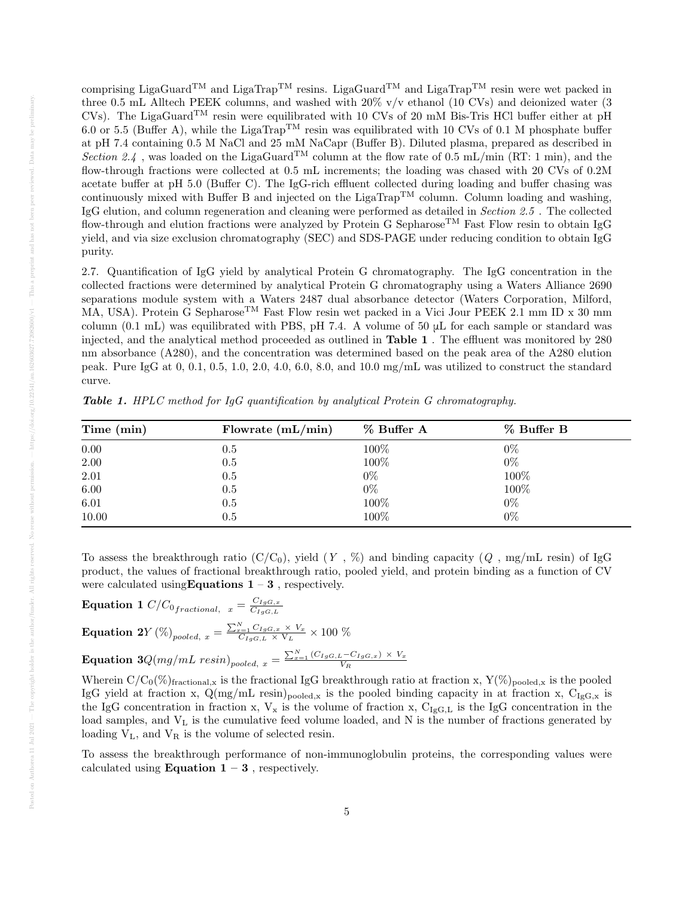comprising LigaGuard™ and LigaTrap™ resins. LigaGuard™ and LigaTrap™ resin were wet packed in three 0.5 mL Alltech PEEK columns, and washed with 20% v/v ethanol (10 CVs) and deionized water (3 CVs). The LigaGuard™ resin were equilibrated with 10 CVs of 20 mM Bis-Tris HCl buffer either at pH 6.0 or 5.5 (Buffer A), while the LigaTrap™ resin was equilibrated with 10 CVs of 0.1 M phosphate buffer at pH 7.4 containing 0.5 M NaCl and 25 mM NaCapr (Buffer B). Diluted plasma, prepared as described in *Section 2.4* , was loaded on the LigaGuard™ column at the flow rate of 0.5 mL/min (RT: 1 min), and the flow-through fractions were collected at 0.5 mL increments; the loading was chased with 20 CVs of 0.2M acetate buffer at pH 5.0 (Buffer C). The IgG-rich effluent collected during loading and buffer chasing was continuously mixed with Buffer B and injected on the LigaTrap™ column. Column loading and washing, IgG elution, and column regeneration and cleaning were performed as detailed in *Section 2.5* . The collected flow-through and elution fractions were analyzed by Protein G Sepharose™ Fast Flow resin to obtain IgG yield, and via size exclusion chromatography (SEC) and SDS-PAGE under reducing condition to obtain IgG purity.

2.7. Quantification of IgG yield by analytical Protein G chromatography. The IgG concentration in the collected fractions were determined by analytical Protein G chromatography using a Waters Alliance 2690 separations module system with a Waters 2487 dual absorbance detector (Waters Corporation, Milford, MA, USA). Protein G Sepharose™ Fast Flow resin wet packed in a Vici Jour PEEK 2.1 mm ID x 30 mm column (0.1 mL) was equilibrated with PBS, pH 7.4. A volume of 50 µL for each sample or standard was injected, and the analytical method proceeded as outlined in **Table 1** . The effluent was monitored by 280 nm absorbance (A280), and the concentration was determined based on the peak area of the A280 elution peak. Pure IgG at 0, 0.1, 0.5, 1.0, 2.0, 4.0, 6.0, 8.0, and 10.0 mg/mL was utilized to construct the standard curve.

***Table 1.*** *HPLC method for IgG quantification by analytical Protein G chromatography.*

| Time (min) | Flowrate (mL/min) | % Buffer A | % Buffer B |
|---|---|---|---|
| 0.00 | 0.5 | 100% | 0% |
| 2.00 | 0.5 | 100% | 0% |
| 2.01 | 0.5 | 0% | 100% |
| 6.00 | 0.5 | 0% | 100% |
| 6.01 | 0.5 | 100% | 0% |
| 10.00 | 0.5 | 100% | 0% |

To assess the breakthrough ratio ($C/C_0$), yield ($Y$ , %) and binding capacity ($Q$ , mg/mL resin) of IgG product, the values of fractional breakthrough ratio, pooled yield, and protein binding as a function of CV were calculated using **Equations 1 – 3** , respectively.

**Equation 1** $C/C_{0\,fractional,\ x} = \frac{C_{IgG,x}}{C_{IgG,L}}$

**Equation 2** $Y\,(\%)_{pooled,\ x} = \frac{\sum_{x=1}^{N} C_{IgG,x}\ \times\ V_x}{C_{IgG,L}\ \times\ V_L} \times 100\ \%$

**Equation 3** $Q(mg/mL\ resin)_{pooled,\ x} = \frac{\sum_{x=1}^{N} (C_{IgG,L} - C_{IgG,x})\ \times\ V_x}{V_R}$

Wherein $C/C_0(\%)_{\text{fractional,x}}$ is the fractional IgG breakthrough ratio at fraction x, $Y(\%)_{\text{pooled,x}}$ is the pooled IgG yield at fraction x, $Q(\text{mg/mL resin})_{\text{pooled,x}}$ is the pooled binding capacity in at fraction x, $C_{IgG,x}$ is the IgG concentration in fraction x, $V_x$ is the volume of fraction x, $C_{IgG,L}$ is the IgG concentration in the load samples, and $V_L$ is the cumulative feed volume loaded, and N is the number of fractions generated by loading $V_L$, and $V_R$ is the volume of selected resin.

To assess the breakthrough performance of non-immunoglobulin proteins, the corresponding values were calculated using **Equation 1 – 3** , respectively.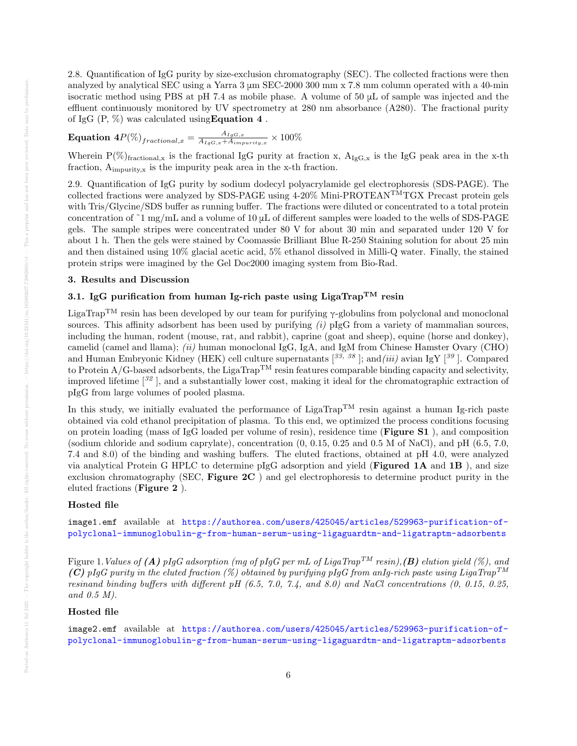2.8. Quantification of IgG purity by size-exclusion chromatography (SEC). The collected fractions were then analyzed by analytical SEC using a Yarra 3 µm SEC-2000 300 mm x 7.8 mm column operated with a 40-min isocratic method using PBS at pH 7.4 as mobile phase. A volume of 50 µL of sample was injected and the effluent continuously monitored by UV spectrometry at 280 nm absorbance (A280). The fractional purity of IgG (P, %) was calculated using**Equation 4** .

**Equation 4**$P(\%)_{fractional,x} = \frac{A_{IgG,x}}{A_{IgG,x}+A_{impurity,x}} \times 100\%$

Wherein $P(\%)_{\text{fractional,x}}$ is the fractional IgG purity at fraction x, $A_{\text{IgG,x}}$ is the IgG peak area in the x-th fraction, $A_{\text{impurity,x}}$ is the impurity peak area in the x-th fraction.

2.9. Quantification of IgG purity by sodium dodecyl polyacrylamide gel electrophoresis (SDS-PAGE). The collected fractions were analyzed by SDS-PAGE using 4-20% Mini-PROTEAN$^{\text{TM}}$TGX Precast protein gels with Tris/Glycine/SDS buffer as running buffer. The fractions were diluted or concentrated to a total protein concentration of ˜1 mg/mL and a volume of 10 µL of different samples were loaded to the wells of SDS-PAGE gels. The sample stripes were concentrated under 80 V for about 30 min and separated under 120 V for about 1 h. Then the gels were stained by Coomassie Brilliant Blue R-250 Staining solution for about 25 min and then distained using 10% glacial acetic acid, 5% ethanol dissolved in Milli-Q water. Finally, the stained protein strips were imagined by the Gel Doc2000 imaging system from Bio-Rad.

## 3. Results and Discussion

### 3.1. IgG purification from human Ig-rich paste using LigaTrap$^{\text{TM}}$ resin

LigaTrap$^{\text{TM}}$ resin has been developed by our team for purifying γ-globulins from polyclonal and monoclonal sources. This affinity adsorbent has been used by purifying *(i)* pIgG from a variety of mammalian sources, including the human, rodent (mouse, rat, and rabbit), caprine (goat and sheep), equine (horse and donkey), camelid (camel and llama); *(ii)* human monoclonal IgG, IgA, and IgM from Chinese Hamster Ovary (CHO) and Human Embryonic Kidney (HEK) cell culture supernatants [33, 38]; and *(iii)* avian IgY [39]. Compared to Protein A/G-based adsorbents, the LigaTrap$^{\text{TM}}$ resin features comparable binding capacity and selectivity, improved lifetime [32], and a substantially lower cost, making it ideal for the chromatographic extraction of pIgG from large volumes of pooled plasma.

In this study, we initially evaluated the performance of LigaTrap$^{\text{TM}}$ resin against a human Ig-rich paste obtained via cold ethanol precipitation of plasma. To this end, we optimized the process conditions focusing on protein loading (mass of IgG loaded per volume of resin), residence time (**Figure S1** ), and composition (sodium chloride and sodium caprylate), concentration (0, 0.15, 0.25 and 0.5 M of NaCl), and pH (6.5, 7.0, 7.4 and 8.0) of the binding and washing buffers. The eluted fractions, obtained at pH 4.0, were analyzed via analytical Protein G HPLC to determine pIgG adsorption and yield (**Figured 1A** and **1B** ), and size exclusion chromatography (SEC, **Figure 2C** ) and gel electrophoresis to determine product purity in the eluted fractions (**Figure 2** ).

**Hosted file**

image1.emf available at https://authorea.com/users/425045/articles/529963-purification-of-polyclonal-immunoglobulin-g-from-human-serum-using-ligaguardtm-and-ligatraptm-adsorbents

Figure 1. *Values of **(A)** pIgG adsorption (mg of pIgG per mL of LigaTrap$^{TM}$ resin),**(B)** elution yield (%), and **(C)** pIgG purity in the eluted fraction (%) obtained by purifying pIgG from anIg-rich paste using LigaTrap$^{TM}$ resinand binding buffers with different pH (6.5, 7.0, 7.4, and 8.0) and NaCl concentrations (0, 0.15, 0.25, and 0.5 M).*

**Hosted file**

image2.emf available at https://authorea.com/users/425045/articles/529963-purification-of-polyclonal-immunoglobulin-g-from-human-serum-using-ligaguardtm-and-ligatraptm-adsorbents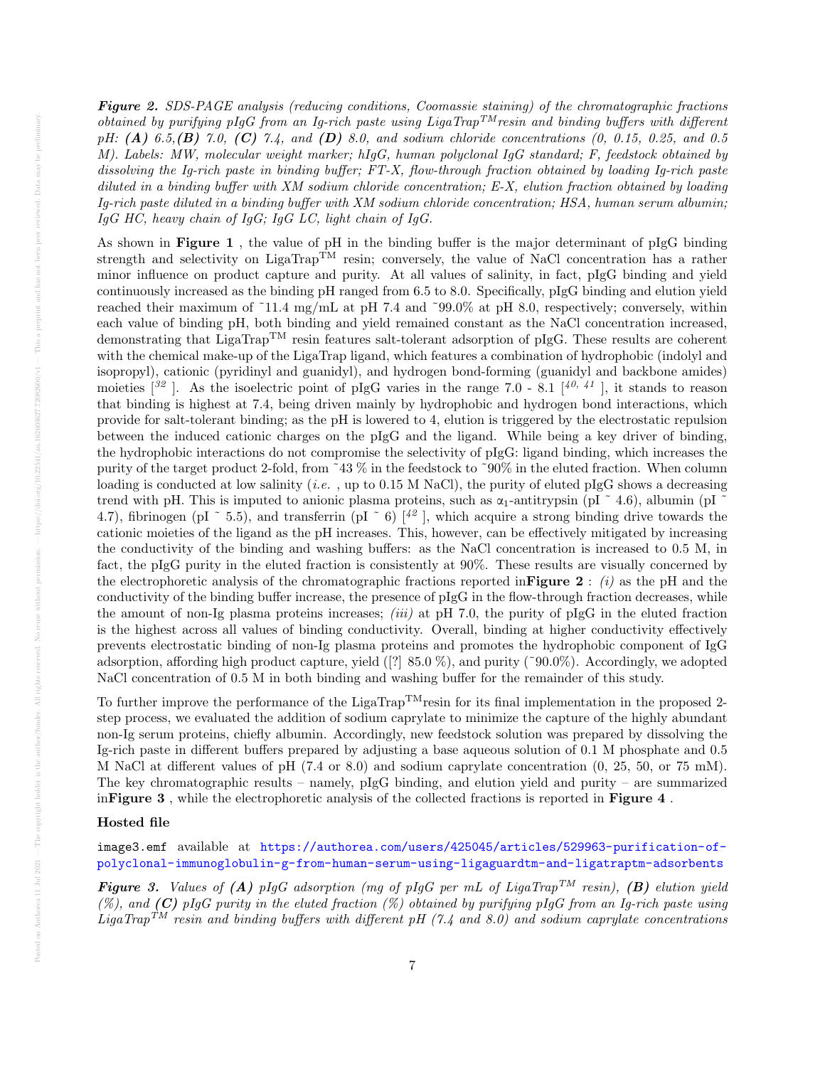***Figure 2.*** *SDS-PAGE analysis (reducing conditions, Coomassie staining) of the chromatographic fractions obtained by purifying pIgG from an Ig-rich paste using LigaTrap*$^{TM}$*resin and binding buffers with different pH:* ***(A)*** *6.5,* ***(B)*** *7.0,* ***(C)*** *7.4, and* ***(D)*** *8.0, and sodium chloride concentrations (0, 0.15, 0.25, and 0.5 M). Labels: MW, molecular weight marker; hIgG, human polyclonal IgG standard; F, feedstock obtained by dissolving the Ig-rich paste in binding buffer; FT-X, flow-through fraction obtained by loading Ig-rich paste diluted in a binding buffer with XM sodium chloride concentration; E-X, elution fraction obtained by loading Ig-rich paste diluted in a binding buffer with XM sodium chloride concentration; HSA, human serum albumin; IgG HC, heavy chain of IgG; IgG LC, light chain of IgG.*

As shown in **Figure 1** , the value of pH in the binding buffer is the major determinant of pIgG binding strength and selectivity on LigaTrap$^{TM}$ resin; conversely, the value of NaCl concentration has a rather minor influence on product capture and purity. At all values of salinity, in fact, pIgG binding and yield continuously increased as the binding pH ranged from 6.5 to 8.0. Specifically, pIgG binding and elution yield reached their maximum of ~11.4 mg/mL at pH 7.4 and ~99.0% at pH 8.0, respectively; conversely, within each value of binding pH, both binding and yield remained constant as the NaCl concentration increased, demonstrating that LigaTrap$^{TM}$ resin features salt-tolerant adsorption of pIgG. These results are coherent with the chemical make-up of the LigaTrap ligand, which features a combination of hydrophobic (indolyl and isopropyl), cationic (pyridinyl and guanidyl), and hydrogen bond-forming (guanidyl and backbone amides) moieties [32]. As the isoelectric point of pIgG varies in the range 7.0 - 8.1 [40, 41], it stands to reason that binding is highest at 7.4, being driven mainly by hydrophobic and hydrogen bond interactions, which provide for salt-tolerant binding; as the pH is lowered to 4, elution is triggered by the electrostatic repulsion between the induced cationic charges on the pIgG and the ligand. While being a key driver of binding, the hydrophobic interactions do not compromise the selectivity of pIgG: ligand binding, which increases the purity of the target product 2-fold, from ~43 % in the feedstock to ~90% in the eluted fraction. When column loading is conducted at low salinity (*i.e.* , up to 0.15 M NaCl), the purity of eluted pIgG shows a decreasing trend with pH. This is imputed to anionic plasma proteins, such as $\alpha_1$-antitrypsin (pI ~ 4.6), albumin (pI ~ 4.7), fibrinogen (pI ~ 5.5), and transferrin (pI ~ 6) [42], which acquire a strong binding drive towards the cationic moieties of the ligand as the pH increases. This, however, can be effectively mitigated by increasing the conductivity of the binding and washing buffers: as the NaCl concentration is increased to 0.5 M, in fact, the pIgG purity in the eluted fraction is consistently at 90%. These results are visually concerned by the electrophoretic analysis of the chromatographic fractions reported in**Figure 2** : *(i)* as the pH and the conductivity of the binding buffer increase, the presence of pIgG in the flow-through fraction decreases, while the amount of non-Ig plasma proteins increases; *(iii)* at pH 7.0, the purity of pIgG in the eluted fraction is the highest across all values of binding conductivity. Overall, binding at higher conductivity effectively prevents electrostatic binding of non-Ig plasma proteins and promotes the hydrophobic component of IgG adsorption, affording high product capture, yield ([?] 85.0 %), and purity (~90.0%). Accordingly, we adopted NaCl concentration of 0.5 M in both binding and washing buffer for the remainder of this study.

To further improve the performance of the LigaTrap$^{TM}$resin for its final implementation in the proposed 2-step process, we evaluated the addition of sodium caprylate to minimize the capture of the highly abundant non-Ig serum proteins, chiefly albumin. Accordingly, new feedstock solution was prepared by dissolving the Ig-rich paste in different buffers prepared by adjusting a base aqueous solution of 0.1 M phosphate and 0.5 M NaCl at different values of pH (7.4 or 8.0) and sodium caprylate concentration (0, 25, 50, or 75 mM). The key chromatographic results – namely, pIgG binding, and elution yield and purity – are summarized in**Figure 3** , while the electrophoretic analysis of the collected fractions is reported in **Figure 4** .

### Hosted file

image3.emf available at https://authorea.com/users/425045/articles/529963-purification-of-polyclonal-immunoglobulin-g-from-human-serum-using-ligaguardtm-and-ligatraptm-adsorbents

***Figure 3.*** *Values of* ***(A)*** *pIgG adsorption (mg of pIgG per mL of LigaTrap*$^{TM}$ *resin),* ***(B)*** *elution yield (%), and* ***(C)*** *pIgG purity in the eluted fraction (%) obtained by purifying pIgG from an Ig-rich paste using LigaTrap*$^{TM}$ *resin and binding buffers with different pH (7.4 and 8.0) and sodium caprylate concentrations*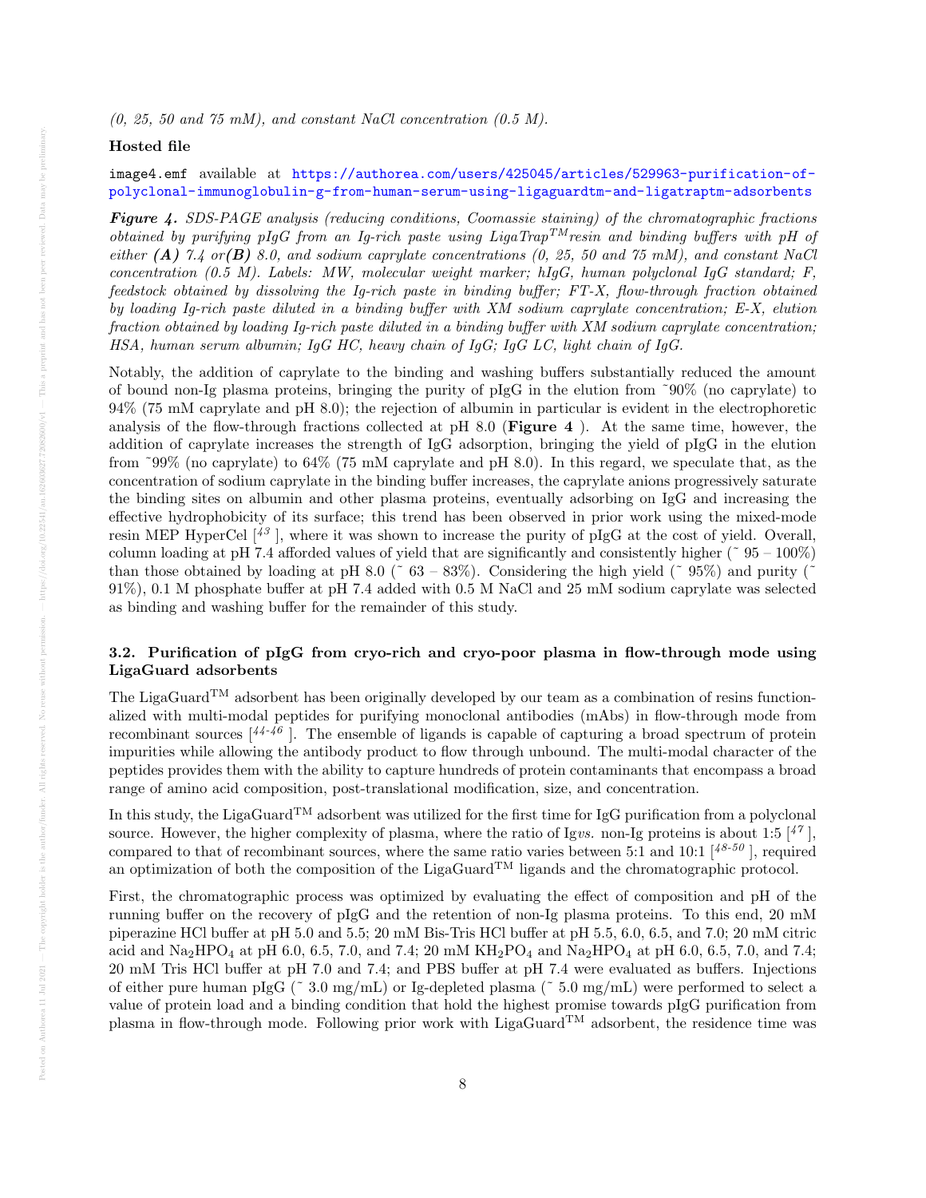*(0, 25, 50 and 75 mM), and constant NaCl concentration (0.5 M).*

**Hosted file**

`image4.emf` available at https://authorea.com/users/425045/articles/529963-purification-of-polyclonal-immunoglobulin-g-from-human-serum-using-ligaguardtm-and-ligatraptm-adsorbents

***Figure 4.*** *SDS-PAGE analysis (reducing conditions, Coomassie staining) of the chromatographic fractions obtained by purifying pIgG from an Ig-rich paste using LigaTrap*$^{TM}$*resin and binding buffers with pH of either* ***(A)*** *7.4 or* ***(B)*** *8.0, and sodium caprylate concentrations (0, 25, 50 and 75 mM), and constant NaCl concentration (0.5 M). Labels: MW, molecular weight marker; hIgG, human polyclonal IgG standard; F, feedstock obtained by dissolving the Ig-rich paste in binding buffer; FT-X, flow-through fraction obtained by loading Ig-rich paste diluted in a binding buffer with XM sodium caprylate concentration; E-X, elution fraction obtained by loading Ig-rich paste diluted in a binding buffer with XM sodium caprylate concentration; HSA, human serum albumin; IgG HC, heavy chain of IgG; IgG LC, light chain of IgG.*

Notably, the addition of caprylate to the binding and washing buffers substantially reduced the amount of bound non-Ig plasma proteins, bringing the purity of pIgG in the elution from ~90% (no caprylate) to 94% (75 mM caprylate and pH 8.0); the rejection of albumin in particular is evident in the electrophoretic analysis of the flow-through fractions collected at pH 8.0 (**Figure 4** ). At the same time, however, the addition of caprylate increases the strength of IgG adsorption, bringing the yield of pIgG in the elution from ~99% (no caprylate) to 64% (75 mM caprylate and pH 8.0). In this regard, we speculate that, as the concentration of sodium caprylate in the binding buffer increases, the caprylate anions progressively saturate the binding sites on albumin and other plasma proteins, eventually adsorbing on IgG and increasing the effective hydrophobicity of its surface; this trend has been observed in prior work using the mixed-mode resin MEP HyperCel [43], where it was shown to increase the purity of pIgG at the cost of yield. Overall, column loading at pH 7.4 afforded values of yield that are significantly and consistently higher (~ 95 – 100%) than those obtained by loading at pH 8.0 (~ 63 – 83%). Considering the high yield (~ 95%) and purity (~ 91%), 0.1 M phosphate buffer at pH 7.4 added with 0.5 M NaCl and 25 mM sodium caprylate was selected as binding and washing buffer for the remainder of this study.

### 3.2. Purification of pIgG from cryo-rich and cryo-poor plasma in flow-through mode using LigaGuard adsorbents

The LigaGuard$^{TM}$ adsorbent has been originally developed by our team as a combination of resins functionalized with multi-modal peptides for purifying monoclonal antibodies (mAbs) in flow-through mode from recombinant sources [44-46]. The ensemble of ligands is capable of capturing a broad spectrum of protein impurities while allowing the antibody product to flow through unbound. The multi-modal character of the peptides provides them with the ability to capture hundreds of protein contaminants that encompass a broad range of amino acid composition, post-translational modification, size, and concentration.

In this study, the LigaGuard$^{TM}$ adsorbent was utilized for the first time for IgG purification from a polyclonal source. However, the higher complexity of plasma, where the ratio of Ig*vs.* non-Ig proteins is about 1:5 [47], compared to that of recombinant sources, where the same ratio varies between 5:1 and 10:1 [48-50], required an optimization of both the composition of the LigaGuard$^{TM}$ ligands and the chromatographic protocol.

First, the chromatographic process was optimized by evaluating the effect of composition and pH of the running buffer on the recovery of pIgG and the retention of non-Ig plasma proteins. To this end, 20 mM piperazine HCl buffer at pH 5.0 and 5.5; 20 mM Bis-Tris HCl buffer at pH 5.5, 6.0, 6.5, and 7.0; 20 mM citric acid and $Na_2HPO_4$ at pH 6.0, 6.5, 7.0, and 7.4; 20 mM $KH_2PO_4$ and $Na_2HPO_4$ at pH 6.0, 6.5, 7.0, and 7.4; 20 mM Tris HCl buffer at pH 7.0 and 7.4; and PBS buffer at pH 7.4 were evaluated as buffers. Injections of either pure human pIgG (~ 3.0 mg/mL) or Ig-depleted plasma (~ 5.0 mg/mL) were performed to select a value of protein load and a binding condition that hold the highest promise towards pIgG purification from plasma in flow-through mode. Following prior work with LigaGuard$^{TM}$ adsorbent, the residence time was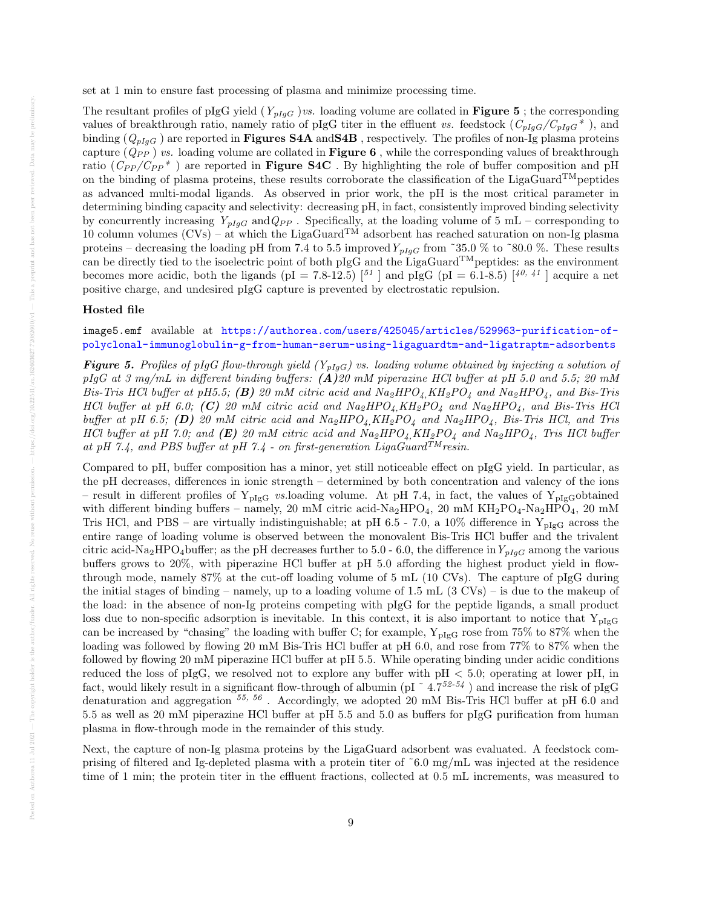set at 1 min to ensure fast processing of plasma and minimize processing time.

The resultant profiles of pIgG yield ($Y_{pIgG}$ ) *vs.* loading volume are collated in **Figure 5** ; the corresponding values of breakthrough ratio, namely ratio of pIgG titer in the effluent *vs.* feedstock ($C_{pIgG}/C_{pIgG}{}^*$ ), and binding ($Q_{pIgG}$ ) are reported in **Figures S4A** and**S4B** , respectively. The profiles of non-Ig plasma proteins capture ($Q_{PP}$ ) *vs.* loading volume are collated in **Figure 6** , while the corresponding values of breakthrough ratio ($C_{PP}/C_{PP}{}^*$ ) are reported in **Figure S4C** . By highlighting the role of buffer composition and pH on the binding of plasma proteins, these results corroborate the classification of the LigaGuard$^{TM}$peptides as advanced multi-modal ligands. As observed in prior work, the pH is the most critical parameter in determining binding capacity and selectivity: decreasing pH, in fact, consistently improved binding selectivity by concurrently increasing $Y_{pIgG}$ and$Q_{PP}$ . Specifically, at the loading volume of 5 mL – corresponding to 10 column volumes (CVs) – at which the LigaGuard$^{TM}$ adsorbent has reached saturation on non-Ig plasma proteins – decreasing the loading pH from 7.4 to 5.5 improved$Y_{pIgG}$ from ~35.0 % to ~80.0 %. These results can be directly tied to the isoelectric point of both pIgG and the LigaGuard$^{TM}$peptides: as the environment becomes more acidic, both the ligands (pI = 7.8-12.5) [51] and pIgG (pI = 6.1-8.5) [40, 41] acquire a net positive charge, and undesired pIgG capture is prevented by electrostatic repulsion.

### Hosted file

image5.emf available at https://authorea.com/users/425045/articles/529963-purification-of-polyclonal-immunoglobulin-g-from-human-serum-using-ligaguardtm-and-ligatraptm-adsorbents

***Figure 5.*** *Profiles of pIgG flow-through yield ($Y_{pIgG}$) vs. loading volume obtained by injecting a solution of pIgG at 3 mg/mL in different binding buffers:* ***(A)****20 mM piperazine HCl buffer at pH 5.0 and 5.5; 20 mM Bis-Tris HCl buffer at pH5.5;* ***(B)*** *20 mM citric acid and $Na_2HPO_4$,$KH_2PO_4$ and $Na_2HPO_4$, and Bis-Tris HCl buffer at pH 6.0;* ***(C)*** *20 mM citric acid and $Na_2HPO_4$,$KH_2PO_4$ and $Na_2HPO_4$, and Bis-Tris HCl buffer at pH 6.5;* ***(D)*** *20 mM citric acid and $Na_2HPO_4$,$KH_2PO_4$ and $Na_2HPO_4$, Bis-Tris HCl, and Tris HCl buffer at pH 7.0; and* ***(E)*** *20 mM citric acid and $Na_2HPO_4$,$KH_2PO_4$ and $Na_2HPO_4$, Tris HCl buffer at pH 7.4, and PBS buffer at pH 7.4 - on first-generation LigaGuard$^{TM}$resin.*

Compared to pH, buffer composition has a minor, yet still noticeable effect on pIgG yield. In particular, as the pH decreases, differences in ionic strength – determined by both concentration and valency of the ions – result in different profiles of $Y_{pIgG}$ *vs.*loading volume. At pH 7.4, in fact, the values of $Y_{pIgG}$obtained with different binding buffers – namely, 20 mM citric acid-$Na_2HPO_4$, 20 mM $KH_2PO_4$-$Na_2HPO_4$, 20 mM Tris HCl, and PBS – are virtually indistinguishable; at pH 6.5 - 7.0, a 10% difference in $Y_{pIgG}$ across the entire range of loading volume is observed between the monovalent Bis-Tris HCl buffer and the trivalent citric acid-$Na_2HPO_4$buffer; as the pH decreases further to 5.0 - 6.0, the difference in$Y_{pIgG}$ among the various buffers grows to 20%, with piperazine HCl buffer at pH 5.0 affording the highest product yield in flow-through mode, namely 87% at the cut-off loading volume of 5 mL (10 CVs). The capture of pIgG during the initial stages of binding – namely, up to a loading volume of 1.5 mL (3 CVs) – is due to the makeup of the load: in the absence of non-Ig proteins competing with pIgG for the peptide ligands, a small product loss due to non-specific adsorption is inevitable. In this context, it is also important to notice that $Y_{pIgG}$ can be increased by "chasing" the loading with buffer C; for example, $Y_{pIgG}$ rose from 75% to 87% when the loading was followed by flowing 20 mM Bis-Tris HCl buffer at pH 6.0, and rose from 77% to 87% when the followed by flowing 20 mM piperazine HCl buffer at pH 5.5. While operating binding under acidic conditions reduced the loss of pIgG, we resolved not to explore any buffer with pH < 5.0; operating at lower pH, in fact, would likely result in a significant flow-through of albumin (pI ~ 4.7[52-54] ) and increase the risk of pIgG denaturation and aggregation [55, 56] . Accordingly, we adopted 20 mM Bis-Tris HCl buffer at pH 6.0 and 5.5 as well as 20 mM piperazine HCl buffer at pH 5.5 and 5.0 as buffers for pIgG purification from human plasma in flow-through mode in the remainder of this study.

Next, the capture of non-Ig plasma proteins by the LigaGuard adsorbent was evaluated. A feedstock comprising of filtered and Ig-depleted plasma with a protein titer of ~6.0 mg/mL was injected at the residence time of 1 min; the protein titer in the effluent fractions, collected at 0.5 mL increments, was measured to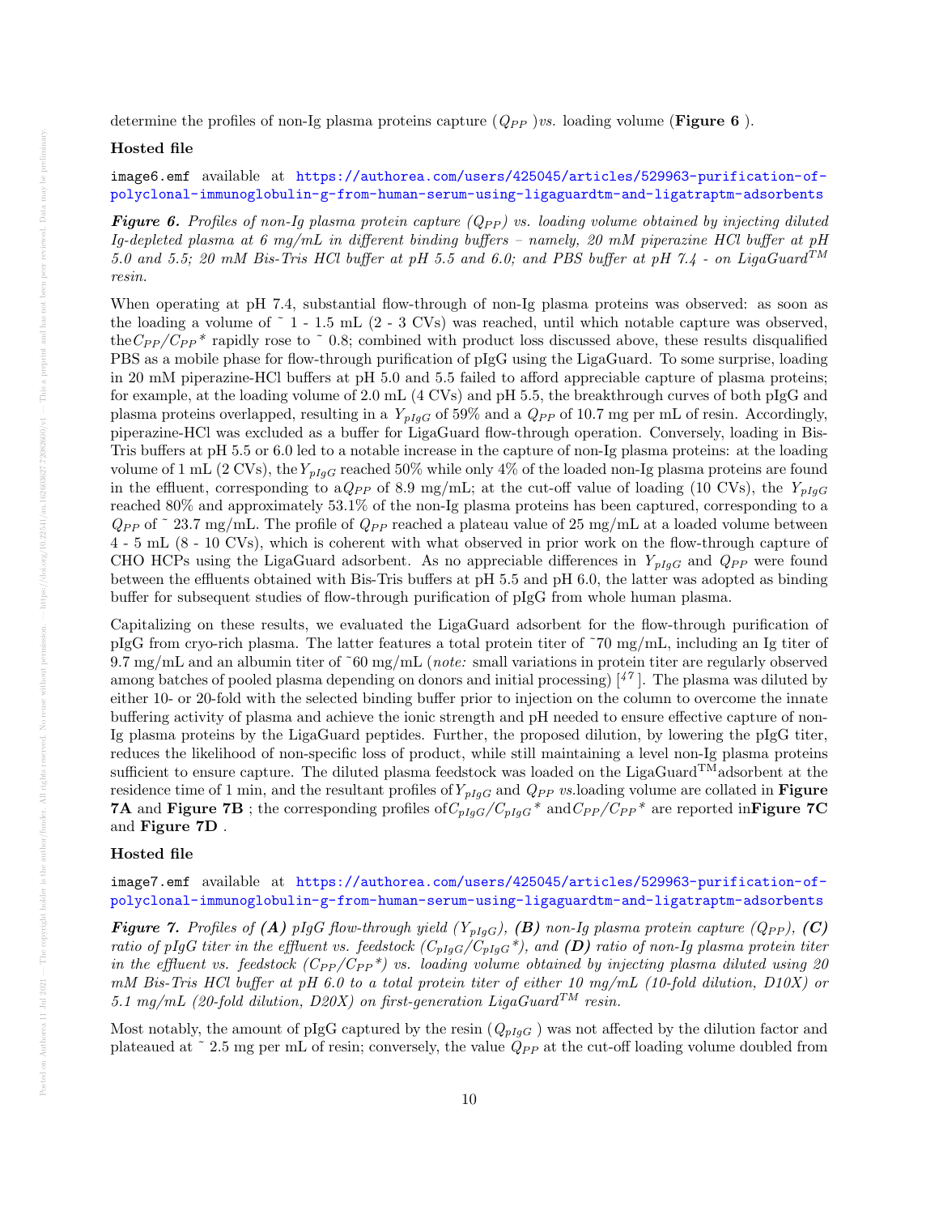determine the profiles of non-Ig plasma proteins capture ($Q_{PP}$ ) *vs.* loading volume (**Figure 6** ).

**Hosted file**

`image6.emf` available at https://authorea.com/users/425045/articles/529963-purification-of-polyclonal-immunoglobulin-g-from-human-serum-using-ligaguardtm-and-ligatraptm-adsorbents

***Figure 6.*** *Profiles of non-Ig plasma protein capture ($Q_{PP}$) vs. loading volume obtained by injecting diluted Ig-depleted plasma at 6 mg/mL in different binding buffers – namely, 20 mM piperazine HCl buffer at pH 5.0 and 5.5; 20 mM Bis-Tris HCl buffer at pH 5.5 and 6.0; and PBS buffer at pH 7.4 - on LigaGuard$^{TM}$ resin.*

When operating at pH 7.4, substantial flow-through of non-Ig plasma proteins was observed: as soon as the loading a volume of ~ 1 - 1.5 mL (2 - 3 CVs) was reached, until which notable capture was observed, the $C_{PP}/C_{PP}$* rapidly rose to ~ 0.8; combined with product loss discussed above, these results disqualified PBS as a mobile phase for flow-through purification of pIgG using the LigaGuard. To some surprise, loading in 20 mM piperazine-HCl buffers at pH 5.0 and 5.5 failed to afford appreciable capture of plasma proteins; for example, at the loading volume of 2.0 mL (4 CVs) and pH 5.5, the breakthrough curves of both pIgG and plasma proteins overlapped, resulting in a $Y_{pIgG}$ of 59% and a $Q_{PP}$ of 10.7 mg per mL of resin. Accordingly, piperazine-HCl was excluded as a buffer for LigaGuard flow-through operation. Conversely, loading in Bis-Tris buffers at pH 5.5 or 6.0 led to a notable increase in the capture of non-Ig plasma proteins: at the loading volume of 1 mL (2 CVs), the $Y_{pIgG}$ reached 50% while only 4% of the loaded non-Ig plasma proteins are found in the effluent, corresponding to a $Q_{PP}$ of 8.9 mg/mL; at the cut-off value of loading (10 CVs), the $Y_{pIgG}$ reached 80% and approximately 53.1% of the non-Ig plasma proteins has been captured, corresponding to a $Q_{PP}$ of ~ 23.7 mg/mL. The profile of $Q_{PP}$ reached a plateau value of 25 mg/mL at a loaded volume between 4 - 5 mL (8 - 10 CVs), which is coherent with what observed in prior work on the flow-through capture of CHO HCPs using the LigaGuard adsorbent. As no appreciable differences in $Y_{pIgG}$ and $Q_{PP}$ were found between the effluents obtained with Bis-Tris buffers at pH 5.5 and pH 6.0, the latter was adopted as binding buffer for subsequent studies of flow-through purification of pIgG from whole human plasma.

Capitalizing on these results, we evaluated the LigaGuard adsorbent for the flow-through purification of pIgG from cryo-rich plasma. The latter features a total protein titer of ~70 mg/mL, including an Ig titer of 9.7 mg/mL and an albumin titer of ~60 mg/mL (*note:* small variations in protein titer are regularly observed among batches of pooled plasma depending on donors and initial processing) [47]. The plasma was diluted by either 10- or 20-fold with the selected binding buffer prior to injection on the column to overcome the innate buffering activity of plasma and achieve the ionic strength and pH needed to ensure effective capture of non-Ig plasma proteins by the LigaGuard peptides. Further, the proposed dilution, by lowering the pIgG titer, reduces the likelihood of non-specific loss of product, while still maintaining a level non-Ig plasma proteins sufficient to ensure capture. The diluted plasma feedstock was loaded on the LigaGuard™adsorbent at the residence time of 1 min, and the resultant profiles of $Y_{pIgG}$ and $Q_{PP}$ *vs.*loading volume are collated in **Figure 7A** and **Figure 7B** ; the corresponding profiles of $C_{pIgG}/C_{pIgG}$* and $C_{PP}/C_{PP}$* are reported in **Figure 7C** and **Figure 7D** .

**Hosted file**

`image7.emf` available at https://authorea.com/users/425045/articles/529963-purification-of-polyclonal-immunoglobulin-g-from-human-serum-using-ligaguardtm-and-ligatraptm-adsorbents

***Figure 7.*** *Profiles of **(A)** pIgG flow-through yield ($Y_{pIgG}$), **(B)** non-Ig plasma protein capture ($Q_{PP}$), **(C)** ratio of pIgG titer in the effluent vs. feedstock ($C_{pIgG}/C_{pIgG}$\*), and **(D)** ratio of non-Ig plasma protein titer in the effluent vs. feedstock ($C_{PP}/C_{PP}$\*) vs. loading volume obtained by injecting plasma diluted using 20 mM Bis-Tris HCl buffer at pH 6.0 to a total protein titer of either 10 mg/mL (10-fold dilution, D10X) or 5.1 mg/mL (20-fold dilution, D20X) on first-generation LigaGuard$^{TM}$ resin.*

Most notably, the amount of pIgG captured by the resin ($Q_{pIgG}$ ) was not affected by the dilution factor and plateaued at ~ 2.5 mg per mL of resin; conversely, the value $Q_{PP}$ at the cut-off loading volume doubled from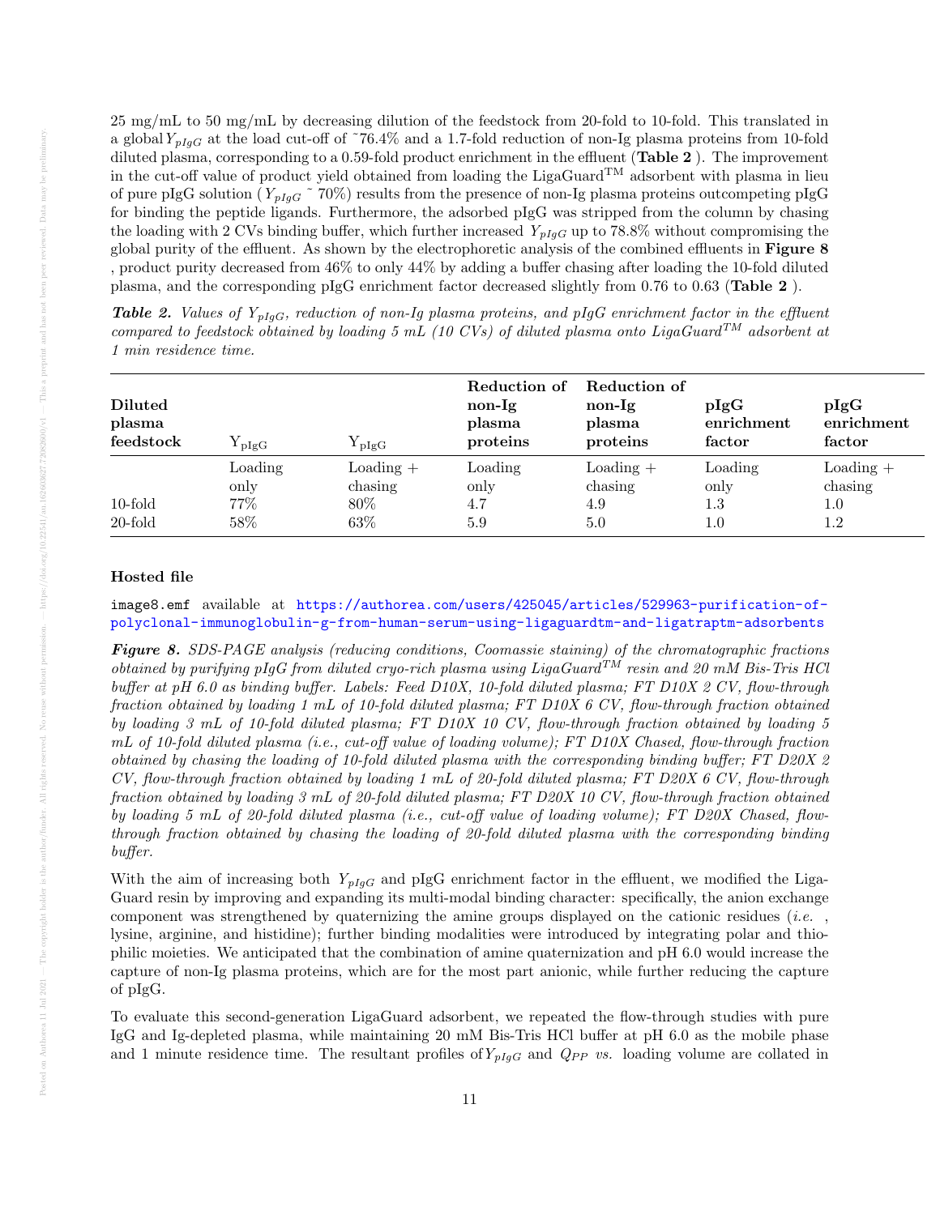25 mg/mL to 50 mg/mL by decreasing dilution of the feedstock from 20-fold to 10-fold. This translated in a global $Y_{pIgG}$ at the load cut-off of ˜76.4% and a 1.7-fold reduction of non-Ig plasma proteins from 10-fold diluted plasma, corresponding to a 0.59-fold product enrichment in the effluent (**Table 2** ). The improvement in the cut-off value of product yield obtained from loading the LigaGuard$^{TM}$ adsorbent with plasma in lieu of pure pIgG solution ( $Y_{pIgG}$ ˜ 70%) results from the presence of non-Ig plasma proteins outcompeting pIgG for binding the peptide ligands. Furthermore, the adsorbed pIgG was stripped from the column by chasing the loading with 2 CVs binding buffer, which further increased $Y_{pIgG}$ up to 78.8% without compromising the global purity of the effluent. As shown by the electrophoretic analysis of the combined effluents in **Figure 8** , product purity decreased from 46% to only 44% by adding a buffer chasing after loading the 10-fold diluted plasma, and the corresponding pIgG enrichment factor decreased slightly from 0.76 to 0.63 (**Table 2** ).

***Table 2.*** *Values of $Y_{pIgG}$, reduction of non-Ig plasma proteins, and pIgG enrichment factor in the effluent compared to feedstock obtained by loading 5 mL (10 CVs) of diluted plasma onto LigaGuard$^{TM}$ adsorbent at 1 min residence time.*

| **Diluted plasma feedstock** | $Y_{pIgG}$ | $Y_{pIgG}$ | **Reduction of non-Ig plasma proteins** | **Reduction of non-Ig plasma proteins** | **pIgG enrichment factor** | **pIgG enrichment factor** |
|---|---|---|---|---|---|---|
| | Loading only | Loading + chasing | Loading only | Loading + chasing | Loading only | Loading + chasing |
| 10-fold | 77% | 80% | 4.7 | 4.9 | 1.3 | 1.0 |
| 20-fold | 58% | 63% | 5.9 | 5.0 | 1.0 | 1.2 |

**Hosted file**

image8.emf available at https://authorea.com/users/425045/articles/529963-purification-of-polyclonal-immunoglobulin-g-from-human-serum-using-ligaguardtm-and-ligatraptm-adsorbents

***Figure 8.*** *SDS-PAGE analysis (reducing conditions, Coomassie staining) of the chromatographic fractions obtained by purifying pIgG from diluted cryo-rich plasma using LigaGuard$^{TM}$ resin and 20 mM Bis-Tris HCl buffer at pH 6.0 as binding buffer. Labels: Feed D10X, 10-fold diluted plasma; FT D10X 2 CV, flow-through fraction obtained by loading 1 mL of 10-fold diluted plasma; FT D10X 6 CV, flow-through fraction obtained by loading 3 mL of 10-fold diluted plasma; FT D10X 10 CV, flow-through fraction obtained by loading 5 mL of 10-fold diluted plasma (i.e., cut-off value of loading volume); FT D10X Chased, flow-through fraction obtained by chasing the loading of 10-fold diluted plasma with the corresponding binding buffer; FT D20X 2 CV, flow-through fraction obtained by loading 1 mL of 20-fold diluted plasma; FT D20X 6 CV, flow-through fraction obtained by loading 3 mL of 20-fold diluted plasma; FT D20X 10 CV, flow-through fraction obtained by loading 5 mL of 20-fold diluted plasma (i.e., cut-off value of loading volume); FT D20X Chased, flow-through fraction obtained by chasing the loading of 20-fold diluted plasma with the corresponding binding buffer.*

With the aim of increasing both $Y_{pIgG}$ and pIgG enrichment factor in the effluent, we modified the LigaGuard resin by improving and expanding its multi-modal binding character: specifically, the anion exchange component was strengthened by quaternizing the amine groups displayed on the cationic residues (*i.e.* , lysine, arginine, and histidine); further binding modalities were introduced by integrating polar and thiophilic moieties. We anticipated that the combination of amine quaternization and pH 6.0 would increase the capture of non-Ig plasma proteins, which are for the most part anionic, while further reducing the capture of pIgG.

To evaluate this second-generation LigaGuard adsorbent, we repeated the flow-through studies with pure IgG and Ig-depleted plasma, while maintaining 20 mM Bis-Tris HCl buffer at pH 6.0 as the mobile phase and 1 minute residence time. The resultant profiles of $Y_{pIgG}$ and $Q_{PP}$ *vs.* loading volume are collated in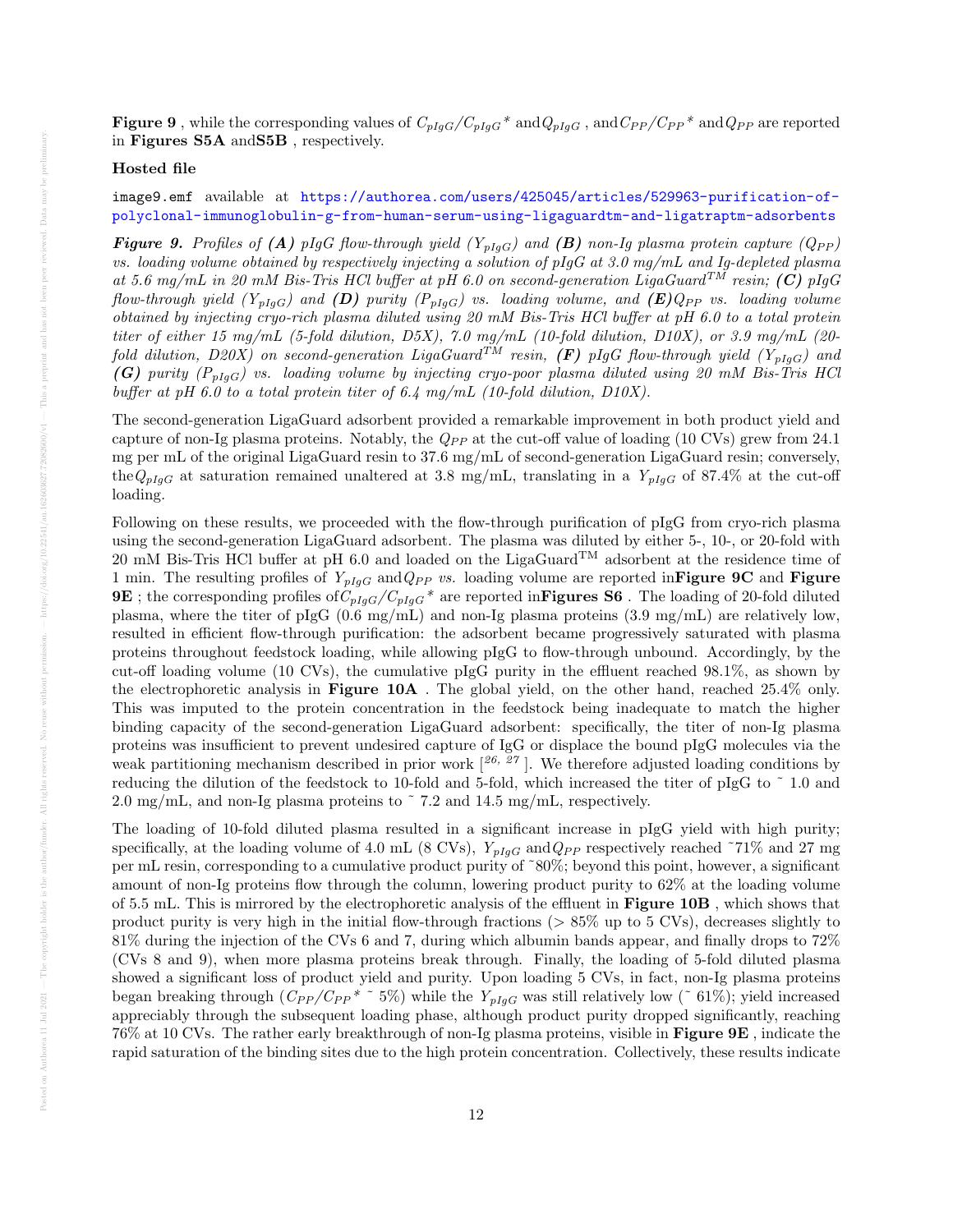**Figure 9** , while the corresponding values of $C_{pIgG}/C_{pIgG}{}^*$ and $Q_{pIgG}$ , and $C_{PP}/C_{PP}{}^*$ and $Q_{PP}$ are reported in **Figures S5A** and **S5B** , respectively.

**Hosted file**

image9.emf available at https://authorea.com/users/425045/articles/529963-purification-of-polyclonal-immunoglobulin-g-from-human-serum-using-ligaguardtm-and-ligatraptm-adsorbents

***Figure 9.*** *Profiles of **(A)** pIgG flow-through yield ($Y_{pIgG}$) and **(B)** non-Ig plasma protein capture ($Q_{PP}$) vs. loading volume obtained by respectively injecting a solution of pIgG at 3.0 mg/mL and Ig-depleted plasma at 5.6 mg/mL in 20 mM Bis-Tris HCl buffer at pH 6.0 on second-generation LigaGuard$^{TM}$ resin; **(C)** pIgG flow-through yield ($Y_{pIgG}$) and **(D)** purity ($P_{pIgG}$) vs. loading volume, and **(E)** $Q_{PP}$ vs. loading volume obtained by injecting cryo-rich plasma diluted using 20 mM Bis-Tris HCl buffer at pH 6.0 to a total protein titer of either 15 mg/mL (5-fold dilution, D5X), 7.0 mg/mL (10-fold dilution, D10X), or 3.9 mg/mL (20-fold dilution, D20X) on second-generation LigaGuard$^{TM}$ resin, **(F)** pIgG flow-through yield ($Y_{pIgG}$) and **(G)** purity ($P_{pIgG}$) vs. loading volume by injecting cryo-poor plasma diluted using 20 mM Bis-Tris HCl buffer at pH 6.0 to a total protein titer of 6.4 mg/mL (10-fold dilution, D10X).*

The second-generation LigaGuard adsorbent provided a remarkable improvement in both product yield and capture of non-Ig plasma proteins. Notably, the $Q_{PP}$ at the cut-off value of loading (10 CVs) grew from 24.1 mg per mL of the original LigaGuard resin to 37.6 mg/mL of second-generation LigaGuard resin; conversely, the $Q_{pIgG}$ at saturation remained unaltered at 3.8 mg/mL, translating in a $Y_{pIgG}$ of 87.4% at the cut-off loading.

Following on these results, we proceeded with the flow-through purification of pIgG from cryo-rich plasma using the second-generation LigaGuard adsorbent. The plasma was diluted by either 5-, 10-, or 20-fold with 20 mM Bis-Tris HCl buffer at pH 6.0 and loaded on the LigaGuard$^{TM}$ adsorbent at the residence time of 1 min. The resulting profiles of $Y_{pIgG}$ and $Q_{PP}$ *vs.* loading volume are reported in **Figure 9C** and **Figure 9E** ; the corresponding profiles of $C_{pIgG}/C_{pIgG}{}^*$ are reported in **Figures S6** . The loading of 20-fold diluted plasma, where the titer of pIgG (0.6 mg/mL) and non-Ig plasma proteins (3.9 mg/mL) are relatively low, resulted in efficient flow-through purification: the adsorbent became progressively saturated with plasma proteins throughout feedstock loading, while allowing pIgG to flow-through unbound. Accordingly, by the cut-off loading volume (10 CVs), the cumulative pIgG purity in the effluent reached 98.1%, as shown by the electrophoretic analysis in **Figure 10A** . The global yield, on the other hand, reached 25.4% only. This was imputed to the protein concentration in the feedstock being inadequate to match the higher binding capacity of the second-generation LigaGuard adsorbent: specifically, the titer of non-Ig plasma proteins was insufficient to prevent undesired capture of IgG or displace the bound pIgG molecules via the weak partitioning mechanism described in prior work [26, 27]. We therefore adjusted loading conditions by reducing the dilution of the feedstock to 10-fold and 5-fold, which increased the titer of pIgG to ~ 1.0 and 2.0 mg/mL, and non-Ig plasma proteins to ~ 7.2 and 14.5 mg/mL, respectively.

The loading of 10-fold diluted plasma resulted in a significant increase in pIgG yield with high purity; specifically, at the loading volume of 4.0 mL (8 CVs), $Y_{pIgG}$ and $Q_{PP}$ respectively reached ~71% and 27 mg per mL resin, corresponding to a cumulative product purity of ~80%; beyond this point, however, a significant amount of non-Ig proteins flow through the column, lowering product purity to 62% at the loading volume of 5.5 mL. This is mirrored by the electrophoretic analysis of the effluent in **Figure 10B** , which shows that product purity is very high in the initial flow-through fractions (> 85% up to 5 CVs), decreases slightly to 81% during the injection of the CVs 6 and 7, during which albumin bands appear, and finally drops to 72% (CVs 8 and 9), when more plasma proteins break through. Finally, the loading of 5-fold diluted plasma showed a significant loss of product yield and purity. Upon loading 5 CVs, in fact, non-Ig plasma proteins began breaking through ($C_{PP}/C_{PP}{}^*$ ~ 5%) while the $Y_{pIgG}$ was still relatively low (~ 61%); yield increased appreciably through the subsequent loading phase, although product purity dropped significantly, reaching 76% at 10 CVs. The rather early breakthrough of non-Ig plasma proteins, visible in **Figure 9E** , indicate the rapid saturation of the binding sites due to the high protein concentration. Collectively, these results indicate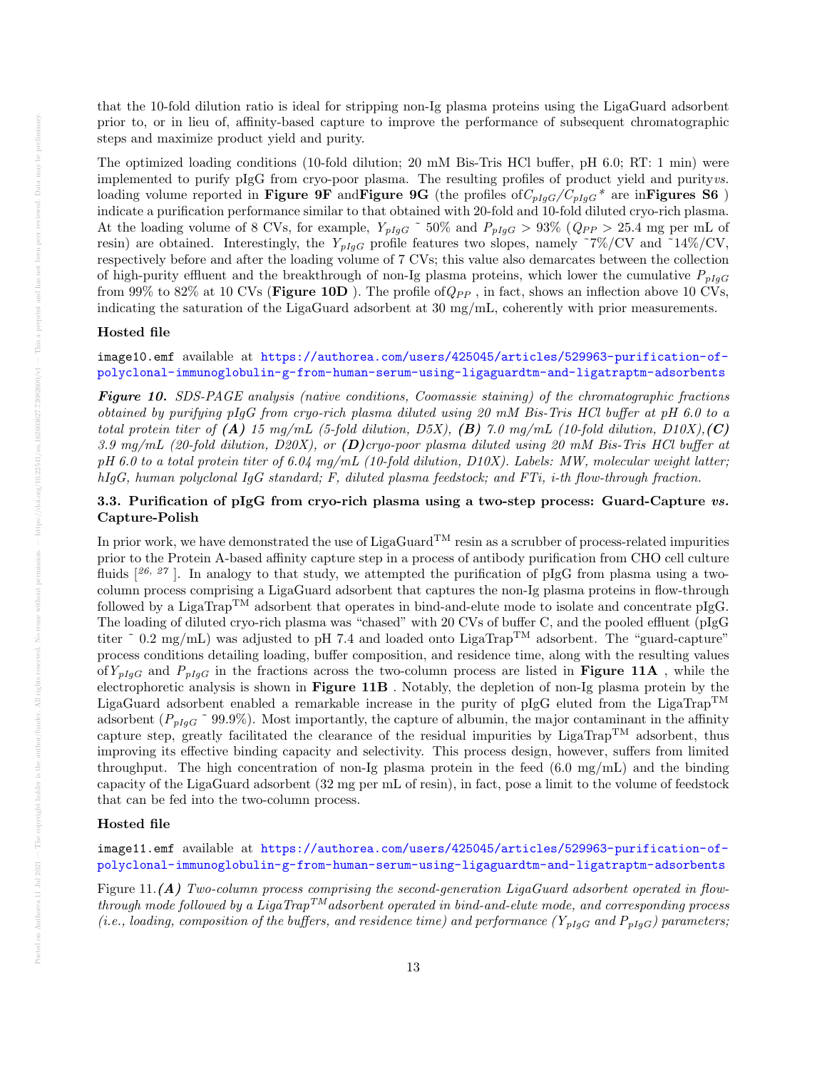that the 10-fold dilution ratio is ideal for stripping non-Ig plasma proteins using the LigaGuard adsorbent prior to, or in lieu of, affinity-based capture to improve the performance of subsequent chromatographic steps and maximize product yield and purity.

The optimized loading conditions (10-fold dilution; 20 mM Bis-Tris HCl buffer, pH 6.0; RT: 1 min) were implemented to purify pIgG from cryo-poor plasma. The resulting profiles of product yield and purity *vs.* loading volume reported in **Figure 9F** and **Figure 9G** (the profiles of $C_{pIgG}/C_{pIgG}{}^{*}$ are in **Figures S6** ) indicate a purification performance similar to that obtained with 20-fold and 10-fold diluted cryo-rich plasma. At the loading volume of 8 CVs, for example, $Y_{pIgG}$ ~ 50% and $P_{pIgG}$ > 93% ($Q_{PP}$ > 25.4 mg per mL of resin) are obtained. Interestingly, the $Y_{pIgG}$ profile features two slopes, namely ~7%/CV and ~14%/CV, respectively before and after the loading volume of 7 CVs; this value also demarcates between the collection of high-purity effluent and the breakthrough of non-Ig plasma proteins, which lower the cumulative $P_{pIgG}$ from 99% to 82% at 10 CVs (**Figure 10D** ). The profile of $Q_{PP}$ , in fact, shows an inflection above 10 CVs, indicating the saturation of the LigaGuard adsorbent at 30 mg/mL, coherently with prior measurements.

**Hosted file**

image10.emf available at https://authorea.com/users/425045/articles/529963-purification-of-polyclonal-immunoglobulin-g-from-human-serum-using-ligaguardtm-and-ligatraptm-adsorbents

***Figure 10.*** *SDS-PAGE analysis (native conditions, Coomassie staining) of the chromatographic fractions obtained by purifying pIgG from cryo-rich plasma diluted using 20 mM Bis-Tris HCl buffer at pH 6.0 to a total protein titer of **(A)** 15 mg/mL (5-fold dilution, D5X), **(B)** 7.0 mg/mL (10-fold dilution, D10X), **(C)** 3.9 mg/mL (20-fold dilution, D20X), or **(D)** cryo-poor plasma diluted using 20 mM Bis-Tris HCl buffer at pH 6.0 to a total protein titer of 6.04 mg/mL (10-fold dilution, D10X). Labels: MW, molecular weight latter; hIgG, human polyclonal IgG standard; F, diluted plasma feedstock; and FTi, i-th flow-through fraction.*

### 3.3. Purification of pIgG from cryo-rich plasma using a two-step process: Guard-Capture *vs.* Capture-Polish

In prior work, we have demonstrated the use of LigaGuard$^{TM}$ resin as a scrubber of process-related impurities prior to the Protein A-based affinity capture step in a process of antibody purification from CHO cell culture fluids [26, 27]. In analogy to that study, we attempted the purification of pIgG from plasma using a two-column process comprising a LigaGuard adsorbent that captures the non-Ig plasma proteins in flow-through followed by a LigaTrap$^{TM}$ adsorbent that operates in bind-and-elute mode to isolate and concentrate pIgG. The loading of diluted cryo-rich plasma was "chased" with 20 CVs of buffer C, and the pooled effluent (pIgG titer ~ 0.2 mg/mL) was adjusted to pH 7.4 and loaded onto LigaTrap$^{TM}$ adsorbent. The "guard-capture" process conditions detailing loading, buffer composition, and residence time, along with the resulting values of $Y_{pIgG}$ and $P_{pIgG}$ in the fractions across the two-column process are listed in **Figure 11A** , while the electrophoretic analysis is shown in **Figure 11B** . Notably, the depletion of non-Ig plasma protein by the LigaGuard adsorbent enabled a remarkable increase in the purity of pIgG eluted from the LigaTrap$^{TM}$ adsorbent ($P_{pIgG}$ ~ 99.9%). Most importantly, the capture of albumin, the major contaminant in the affinity capture step, greatly facilitated the clearance of the residual impurities by LigaTrap$^{TM}$ adsorbent, thus improving its effective binding capacity and selectivity. This process design, however, suffers from limited throughput. The high concentration of non-Ig plasma protein in the feed (6.0 mg/mL) and the binding capacity of the LigaGuard adsorbent (32 mg per mL of resin), in fact, pose a limit to the volume of feedstock that can be fed into the two-column process.

**Hosted file**

image11.emf available at https://authorea.com/users/425045/articles/529963-purification-of-polyclonal-immunoglobulin-g-from-human-serum-using-ligaguardtm-and-ligatraptm-adsorbents

Figure 11. ***(A)*** *Two-column process comprising the second-generation LigaGuard adsorbent operated in flow-through mode followed by a LigaTrap$^{TM}$ adsorbent operated in bind-and-elute mode, and corresponding process (i.e., loading, composition of the buffers, and residence time) and performance ($Y_{pIgG}$ and $P_{pIgG}$) parameters;*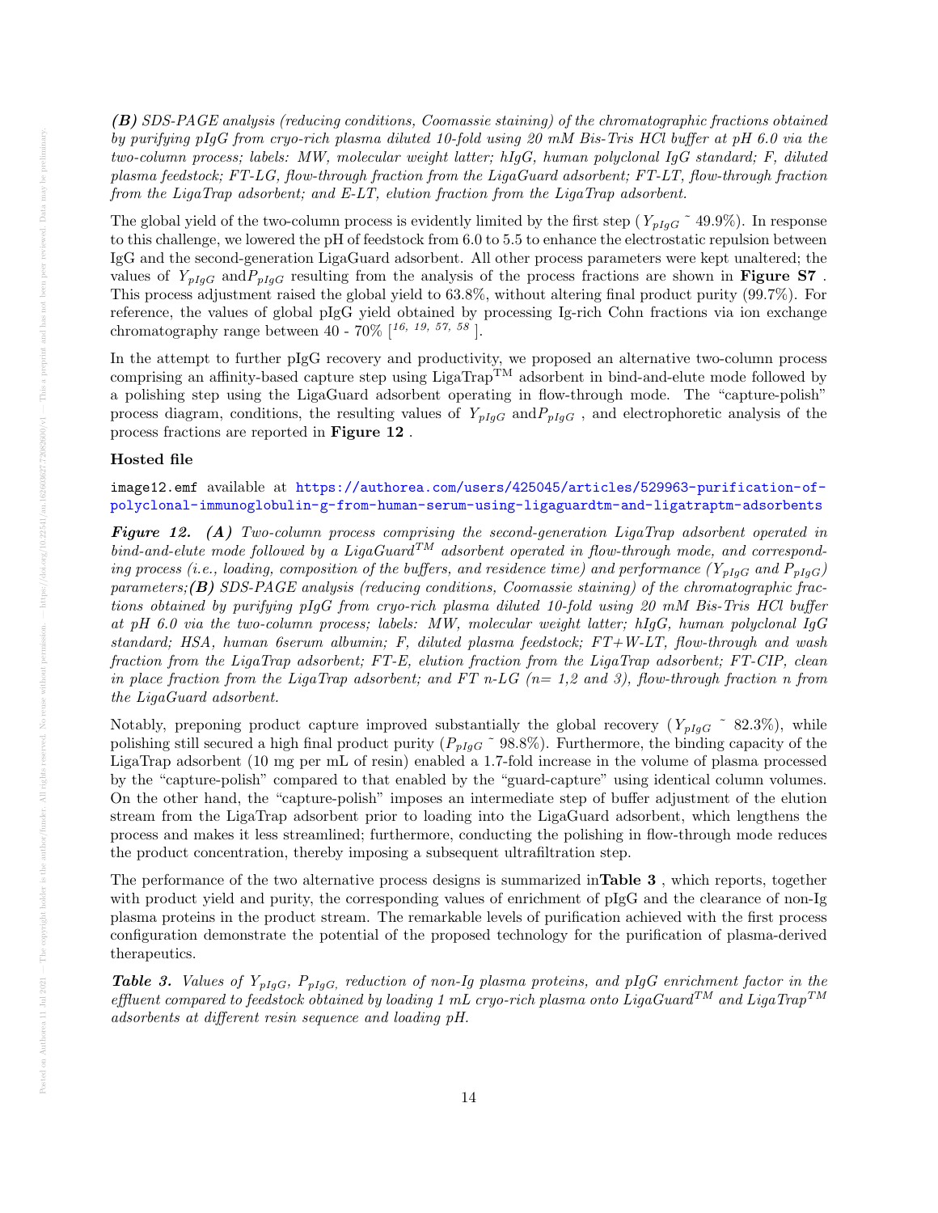***(B)*** *SDS-PAGE analysis (reducing conditions, Coomassie staining) of the chromatographic fractions obtained by purifying pIgG from cryo-rich plasma diluted 10-fold using 20 mM Bis-Tris HCl buffer at pH 6.0 via the two-column process; labels: MW, molecular weight latter; hIgG, human polyclonal IgG standard; F, diluted plasma feedstock; FT-LG, flow-through fraction from the LigaGuard adsorbent; FT-LT, flow-through fraction from the LigaTrap adsorbent; and E-LT, elution fraction from the LigaTrap adsorbent.*

The global yield of the two-column process is evidently limited by the first step ( $Y_{pIgG}$ ˜ 49.9%). In response to this challenge, we lowered the pH of feedstock from 6.0 to 5.5 to enhance the electrostatic repulsion between IgG and the second-generation LigaGuard adsorbent. All other process parameters were kept unaltered; the values of $Y_{pIgG}$ and$P_{pIgG}$ resulting from the analysis of the process fractions are shown in **Figure S7** . This process adjustment raised the global yield to 63.8%, without altering final product purity (99.7%). For reference, the values of global pIgG yield obtained by processing Ig-rich Cohn fractions via ion exchange chromatography range between 40 - 70% [16, 19, 57, 58 ].

In the attempt to further pIgG recovery and productivity, we proposed an alternative two-column process comprising an affinity-based capture step using LigaTrap™ adsorbent in bind-and-elute mode followed by a polishing step using the LigaGuard adsorbent operating in flow-through mode. The "capture-polish" process diagram, conditions, the resulting values of $Y_{pIgG}$ and$P_{pIgG}$ , and electrophoretic analysis of the process fractions are reported in **Figure 12** .

**Hosted file**

image12.emf available at https://authorea.com/users/425045/articles/529963-purification-of-polyclonal-immunoglobulin-g-from-human-serum-using-ligaguardtm-and-ligatraptm-adsorbents

***Figure 12. (A)*** *Two-column process comprising the second-generation LigaTrap adsorbent operated in bind-and-elute mode followed by a LigaGuard™ adsorbent operated in flow-through mode, and corresponding process (i.e., loading, composition of the buffers, and residence time) and performance ($Y_{pIgG}$ and $P_{pIgG}$) parameters;**(B)** SDS-PAGE analysis (reducing conditions, Coomassie staining) of the chromatographic fractions obtained by purifying pIgG from cryo-rich plasma diluted 10-fold using 20 mM Bis-Tris HCl buffer at pH 6.0 via the two-column process; labels: MW, molecular weight latter; hIgG, human polyclonal IgG standard; HSA, human 6serum albumin; F, diluted plasma feedstock; FT+W-LT, flow-through and wash fraction from the LigaTrap adsorbent; FT-E, elution fraction from the LigaTrap adsorbent; FT-CIP, clean in place fraction from the LigaTrap adsorbent; and FT n-LG (n= 1,2 and 3), flow-through fraction n from the LigaGuard adsorbent.*

Notably, preponing product capture improved substantially the global recovery ($Y_{pIgG}$ ˜ 82.3%), while polishing still secured a high final product purity ($P_{pIgG}$ ˜ 98.8%). Furthermore, the binding capacity of the LigaTrap adsorbent (10 mg per mL of resin) enabled a 1.7-fold increase in the volume of plasma processed by the "capture-polish" compared to that enabled by the "guard-capture" using identical column volumes. On the other hand, the "capture-polish" imposes an intermediate step of buffer adjustment of the elution stream from the LigaTrap adsorbent prior to loading into the LigaGuard adsorbent, which lengthens the process and makes it less streamlined; furthermore, conducting the polishing in flow-through mode reduces the product concentration, thereby imposing a subsequent ultrafiltration step.

The performance of the two alternative process designs is summarized in**Table 3** , which reports, together with product yield and purity, the corresponding values of enrichment of pIgG and the clearance of non-Ig plasma proteins in the product stream. The remarkable levels of purification achieved with the first process configuration demonstrate the potential of the proposed technology for the purification of plasma-derived therapeutics.

***Table 3.*** *Values of $Y_{pIgG}$, $P_{pIgG}$, reduction of non-Ig plasma proteins, and pIgG enrichment factor in the effluent compared to feedstock obtained by loading 1 mL cryo-rich plasma onto LigaGuard™ and LigaTrap™ adsorbents at different resin sequence and loading pH.*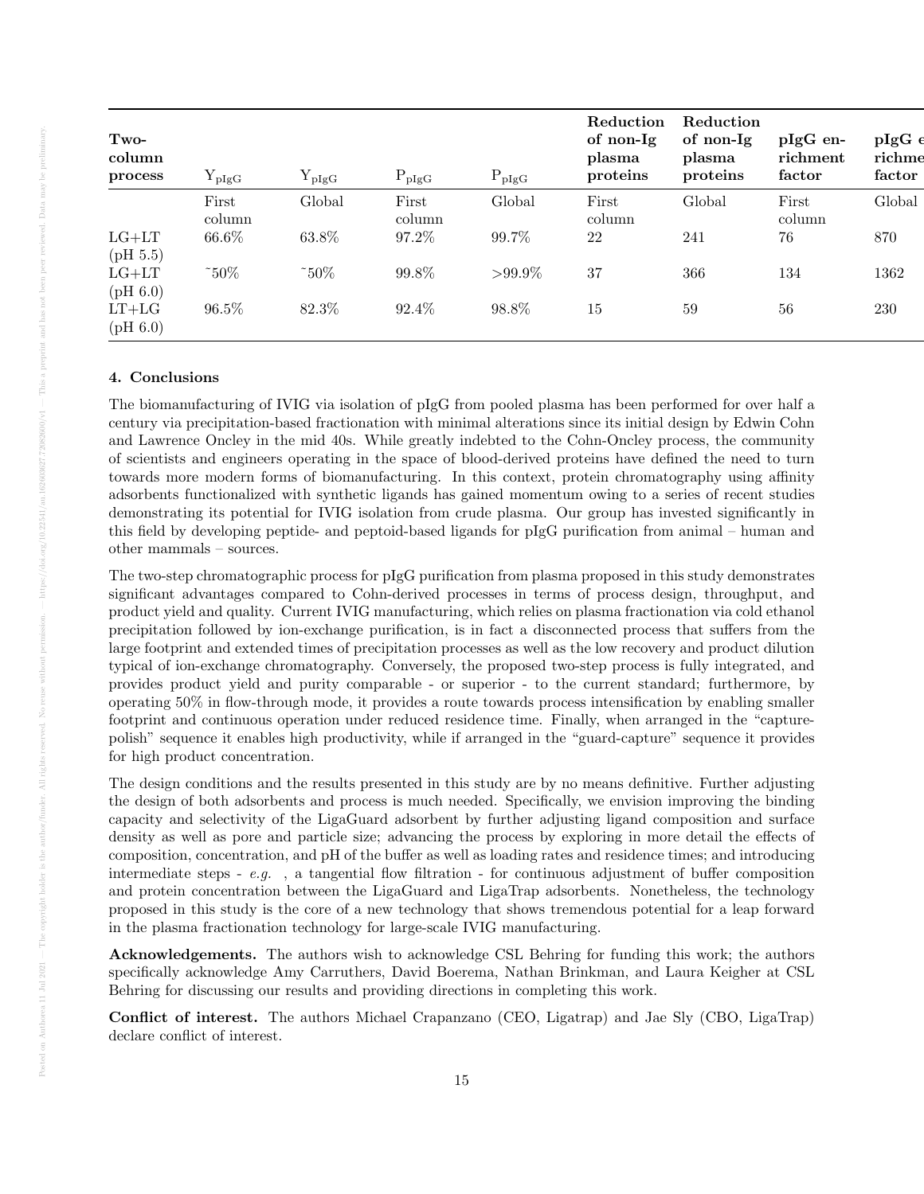| Two-column process | $Y_{pIgG}$ | $Y_{pIgG}$ | $P_{pIgG}$ | $P_{pIgG}$ | Reduction of non-Ig plasma proteins | Reduction of non-Ig plasma proteins | pIgG enrichment factor | pIgG enrichment factor |
|---|---|---|---|---|---|---|---|---|
| | First column | Global | First column | Global | First column | Global | First column | Global |
| LG+LT (pH 5.5) | 66.6% | 63.8% | 97.2% | 99.7% | 22 | 241 | 76 | 870 |
| LG+LT (pH 6.0) | ~50% | ~50% | 99.8% | >99.9% | 37 | 366 | 134 | 1362 |
| LT+LG (pH 6.0) | 96.5% | 82.3% | 92.4% | 98.8% | 15 | 59 | 56 | 230 |

## 4. Conclusions

The biomanufacturing of IVIG via isolation of pIgG from pooled plasma has been performed for over half a century via precipitation-based fractionation with minimal alterations since its initial design by Edwin Cohn and Lawrence Oncley in the mid 40s. While greatly indebted to the Cohn-Oncley process, the community of scientists and engineers operating in the space of blood-derived proteins have defined the need to turn towards more modern forms of biomanufacturing. In this context, protein chromatography using affinity adsorbents functionalized with synthetic ligands has gained momentum owing to a series of recent studies demonstrating its potential for IVIG isolation from crude plasma. Our group has invested significantly in this field by developing peptide- and peptoid-based ligands for pIgG purification from animal – human and other mammals – sources.

The two-step chromatographic process for pIgG purification from plasma proposed in this study demonstrates significant advantages compared to Cohn-derived processes in terms of process design, throughput, and product yield and quality. Current IVIG manufacturing, which relies on plasma fractionation via cold ethanol precipitation followed by ion-exchange purification, is in fact a disconnected process that suffers from the large footprint and extended times of precipitation processes as well as the low recovery and product dilution typical of ion-exchange chromatography. Conversely, the proposed two-step process is fully integrated, and provides product yield and purity comparable - or superior - to the current standard; furthermore, by operating 50% in flow-through mode, it provides a route towards process intensification by enabling smaller footprint and continuous operation under reduced residence time. Finally, when arranged in the "capture-polish" sequence it enables high productivity, while if arranged in the "guard-capture" sequence it provides for high product concentration.

The design conditions and the results presented in this study are by no means definitive. Further adjusting the design of both adsorbents and process is much needed. Specifically, we envision improving the binding capacity and selectivity of the LigaGuard adsorbent by further adjusting ligand composition and surface density as well as pore and particle size; advancing the process by exploring in more detail the effects of composition, concentration, and pH of the buffer as well as loading rates and residence times; and introducing intermediate steps - *e.g.* , a tangential flow filtration - for continuous adjustment of buffer composition and protein concentration between the LigaGuard and LigaTrap adsorbents. Nonetheless, the technology proposed in this study is the core of a new technology that shows tremendous potential for a leap forward in the plasma fractionation technology for large-scale IVIG manufacturing.

**Acknowledgements.** The authors wish to acknowledge CSL Behring for funding this work; the authors specifically acknowledge Amy Carruthers, David Boerema, Nathan Brinkman, and Laura Keigher at CSL Behring for discussing our results and providing directions in completing this work.

**Conflict of interest.** The authors Michael Crapanzano (CEO, Ligatrap) and Jae Sly (CBO, LigaTrap) declare conflict of interest.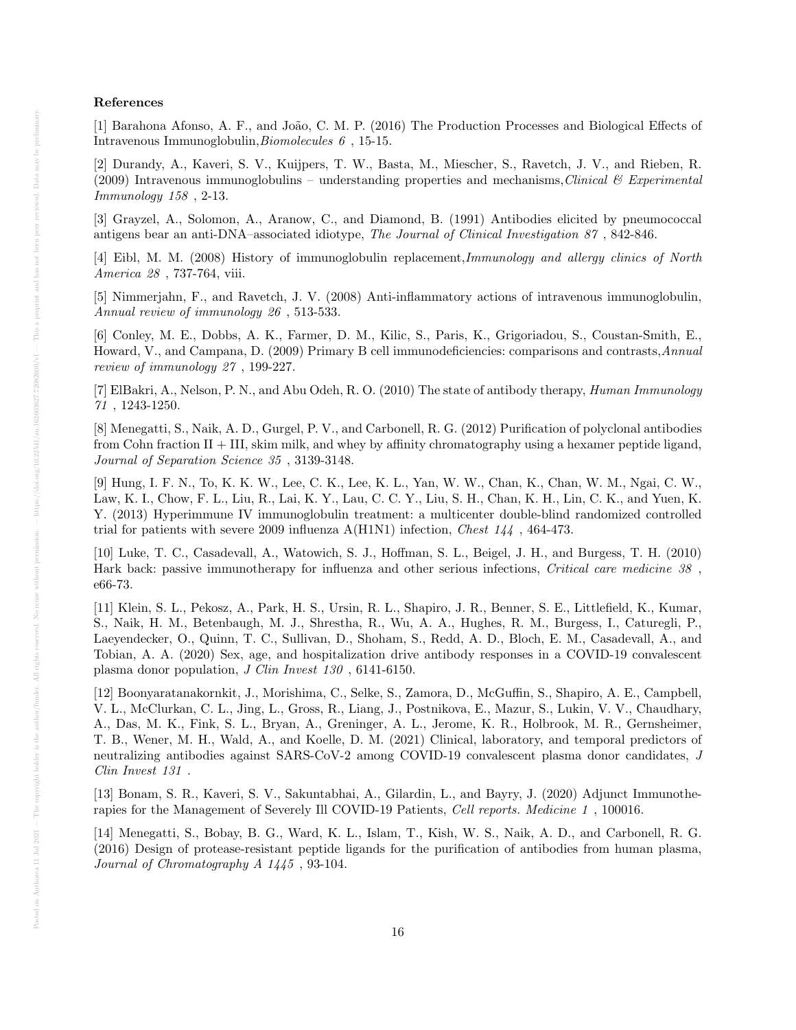**References**

[1] Barahona Afonso, A. F., and João, C. M. P. (2016) The Production Processes and Biological Effects of Intravenous Immunoglobulin, *Biomolecules 6* , 15-15.

[2] Durandy, A., Kaveri, S. V., Kuijpers, T. W., Basta, M., Miescher, S., Ravetch, J. V., and Rieben, R. (2009) Intravenous immunoglobulins – understanding properties and mechanisms, *Clinical & Experimental Immunology 158* , 2-13.

[3] Grayzel, A., Solomon, A., Aranow, C., and Diamond, B. (1991) Antibodies elicited by pneumococcal antigens bear an anti-DNA–associated idiotype, *The Journal of Clinical Investigation 87* , 842-846.

[4] Eibl, M. M. (2008) History of immunoglobulin replacement, *Immunology and allergy clinics of North America 28* , 737-764, viii.

[5] Nimmerjahn, F., and Ravetch, J. V. (2008) Anti-inflammatory actions of intravenous immunoglobulin, *Annual review of immunology 26* , 513-533.

[6] Conley, M. E., Dobbs, A. K., Farmer, D. M., Kilic, S., Paris, K., Grigoriadou, S., Coustan-Smith, E., Howard, V., and Campana, D. (2009) Primary B cell immunodeficiencies: comparisons and contrasts, *Annual review of immunology 27* , 199-227.

[7] ElBakri, A., Nelson, P. N., and Abu Odeh, R. O. (2010) The state of antibody therapy, *Human Immunology 71* , 1243-1250.

[8] Menegatti, S., Naik, A. D., Gurgel, P. V., and Carbonell, R. G. (2012) Purification of polyclonal antibodies from Cohn fraction II + III, skim milk, and whey by affinity chromatography using a hexamer peptide ligand, *Journal of Separation Science 35* , 3139-3148.

[9] Hung, I. F. N., To, K. K. W., Lee, C. K., Lee, K. L., Yan, W. W., Chan, K., Chan, W. M., Ngai, C. W., Law, K. I., Chow, F. L., Liu, R., Lai, K. Y., Lau, C. C. Y., Liu, S. H., Chan, K. H., Lin, C. K., and Yuen, K. Y. (2013) Hyperimmune IV immunoglobulin treatment: a multicenter double-blind randomized controlled trial for patients with severe 2009 influenza A(H1N1) infection, *Chest 144* , 464-473.

[10] Luke, T. C., Casadevall, A., Watowich, S. J., Hoffman, S. L., Beigel, J. H., and Burgess, T. H. (2010) Hark back: passive immunotherapy for influenza and other serious infections, *Critical care medicine 38* , e66-73.

[11] Klein, S. L., Pekosz, A., Park, H. S., Ursin, R. L., Shapiro, J. R., Benner, S. E., Littlefield, K., Kumar, S., Naik, H. M., Betenbaugh, M. J., Shrestha, R., Wu, A. A., Hughes, R. M., Burgess, I., Caturegli, P., Laeyendecker, O., Quinn, T. C., Sullivan, D., Shoham, S., Redd, A. D., Bloch, E. M., Casadevall, A., and Tobian, A. A. (2020) Sex, age, and hospitalization drive antibody responses in a COVID-19 convalescent plasma donor population, *J Clin Invest 130* , 6141-6150.

[12] Boonyaratanakornkit, J., Morishima, C., Selke, S., Zamora, D., McGuffin, S., Shapiro, A. E., Campbell, V. L., McClurkan, C. L., Jing, L., Gross, R., Liang, J., Postnikova, E., Mazur, S., Lukin, V. V., Chaudhary, A., Das, M. K., Fink, S. L., Bryan, A., Greninger, A. L., Jerome, K. R., Holbrook, M. R., Gernsheimer, T. B., Wener, M. H., Wald, A., and Koelle, D. M. (2021) Clinical, laboratory, and temporal predictors of neutralizing antibodies against SARS-CoV-2 among COVID-19 convalescent plasma donor candidates, *J Clin Invest 131* .

[13] Bonam, S. R., Kaveri, S. V., Sakuntabhai, A., Gilardin, L., and Bayry, J. (2020) Adjunct Immunotherapies for the Management of Severely Ill COVID-19 Patients, *Cell reports. Medicine 1* , 100016.

[14] Menegatti, S., Bobay, B. G., Ward, K. L., Islam, T., Kish, W. S., Naik, A. D., and Carbonell, R. G. (2016) Design of protease-resistant peptide ligands for the purification of antibodies from human plasma, *Journal of Chromatography A 1445* , 93-104.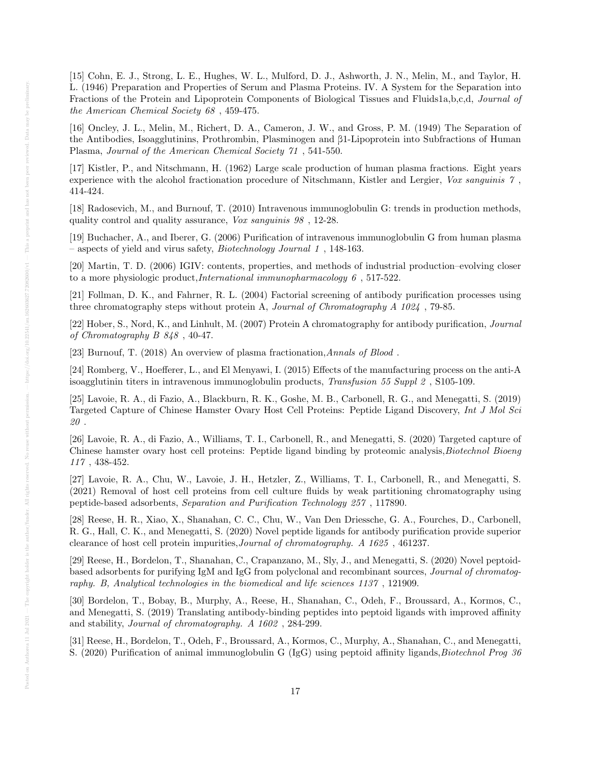[15] Cohn, E. J., Strong, L. E., Hughes, W. L., Mulford, D. J., Ashworth, J. N., Melin, M., and Taylor, H. L. (1946) Preparation and Properties of Serum and Plasma Proteins. IV. A System for the Separation into Fractions of the Protein and Lipoprotein Components of Biological Tissues and Fluids1a,b,c,d, *Journal of the American Chemical Society 68* , 459-475.

[16] Oncley, J. L., Melin, M., Richert, D. A., Cameron, J. W., and Gross, P. M. (1949) The Separation of the Antibodies, Isoagglutinins, Prothrombin, Plasminogen and β1-Lipoprotein into Subfractions of Human Plasma, *Journal of the American Chemical Society 71* , 541-550.

[17] Kistler, P., and Nitschmann, H. (1962) Large scale production of human plasma fractions. Eight years experience with the alcohol fractionation procedure of Nitschmann, Kistler and Lergier, *Vox sanguinis 7* , 414-424.

[18] Radosevich, M., and Burnouf, T. (2010) Intravenous immunoglobulin G: trends in production methods, quality control and quality assurance, *Vox sanguinis 98* , 12-28.

[19] Buchacher, A., and Iberer, G. (2006) Purification of intravenous immunoglobulin G from human plasma – aspects of yield and virus safety, *Biotechnology Journal 1* , 148-163.

[20] Martin, T. D. (2006) IGIV: contents, properties, and methods of industrial production–evolving closer to a more physiologic product,*International immunopharmacology 6* , 517-522.

[21] Follman, D. K., and Fahrner, R. L. (2004) Factorial screening of antibody purification processes using three chromatography steps without protein A, *Journal of Chromatography A 1024* , 79-85.

[22] Hober, S., Nord, K., and Linhult, M. (2007) Protein A chromatography for antibody purification, *Journal of Chromatography B 848* , 40-47.

[23] Burnouf, T. (2018) An overview of plasma fractionation,*Annals of Blood* .

[24] Romberg, V., Hoefferer, L., and El Menyawi, I. (2015) Effects of the manufacturing process on the anti-A isoagglutinin titers in intravenous immunoglobulin products, *Transfusion 55 Suppl 2* , S105-109.

[25] Lavoie, R. A., di Fazio, A., Blackburn, R. K., Goshe, M. B., Carbonell, R. G., and Menegatti, S. (2019) Targeted Capture of Chinese Hamster Ovary Host Cell Proteins: Peptide Ligand Discovery, *Int J Mol Sci 20* .

[26] Lavoie, R. A., di Fazio, A., Williams, T. I., Carbonell, R., and Menegatti, S. (2020) Targeted capture of Chinese hamster ovary host cell proteins: Peptide ligand binding by proteomic analysis,*Biotechnol Bioeng 117* , 438-452.

[27] Lavoie, R. A., Chu, W., Lavoie, J. H., Hetzler, Z., Williams, T. I., Carbonell, R., and Menegatti, S. (2021) Removal of host cell proteins from cell culture fluids by weak partitioning chromatography using peptide-based adsorbents, *Separation and Purification Technology 257* , 117890.

[28] Reese, H. R., Xiao, X., Shanahan, C. C., Chu, W., Van Den Driessche, G. A., Fourches, D., Carbonell, R. G., Hall, C. K., and Menegatti, S. (2020) Novel peptide ligands for antibody purification provide superior clearance of host cell protein impurities,*Journal of chromatography. A 1625* , 461237.

[29] Reese, H., Bordelon, T., Shanahan, C., Crapanzano, M., Sly, J., and Menegatti, S. (2020) Novel peptoid-based adsorbents for purifying IgM and IgG from polyclonal and recombinant sources, *Journal of chromatography. B, Analytical technologies in the biomedical and life sciences 1137* , 121909.

[30] Bordelon, T., Bobay, B., Murphy, A., Reese, H., Shanahan, C., Odeh, F., Broussard, A., Kormos, C., and Menegatti, S. (2019) Translating antibody-binding peptides into peptoid ligands with improved affinity and stability, *Journal of chromatography. A 1602* , 284-299.

[31] Reese, H., Bordelon, T., Odeh, F., Broussard, A., Kormos, C., Murphy, A., Shanahan, C., and Menegatti, S. (2020) Purification of animal immunoglobulin G (IgG) using peptoid affinity ligands,*Biotechnol Prog 36*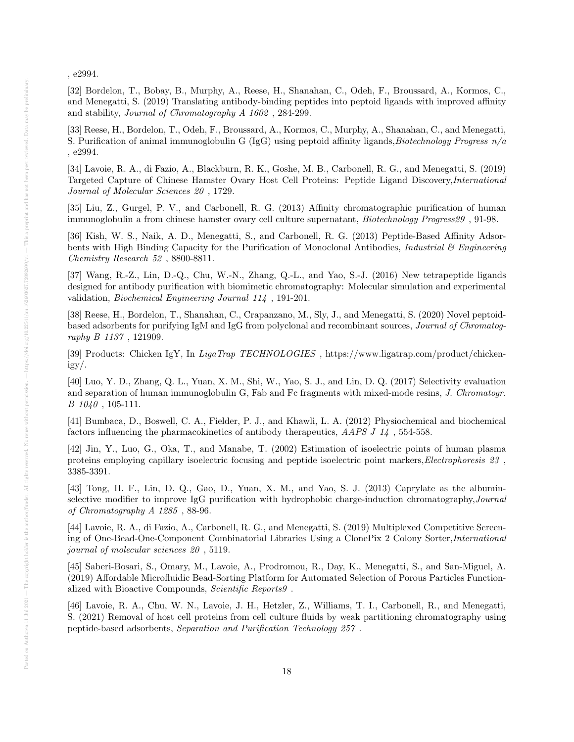, e2994.

[32] Bordelon, T., Bobay, B., Murphy, A., Reese, H., Shanahan, C., Odeh, F., Broussard, A., Kormos, C., and Menegatti, S. (2019) Translating antibody-binding peptides into peptoid ligands with improved affinity and stability, *Journal of Chromatography A 1602* , 284-299.

[33] Reese, H., Bordelon, T., Odeh, F., Broussard, A., Kormos, C., Murphy, A., Shanahan, C., and Menegatti, S. Purification of animal immunoglobulin G (IgG) using peptoid affinity ligands,*Biotechnology Progress n/a* , e2994.

[34] Lavoie, R. A., di Fazio, A., Blackburn, R. K., Goshe, M. B., Carbonell, R. G., and Menegatti, S. (2019) Targeted Capture of Chinese Hamster Ovary Host Cell Proteins: Peptide Ligand Discovery,*International Journal of Molecular Sciences 20* , 1729.

[35] Liu, Z., Gurgel, P. V., and Carbonell, R. G. (2013) Affinity chromatographic purification of human immunoglobulin a from chinese hamster ovary cell culture supernatant, *Biotechnology Progress29* , 91-98.

[36] Kish, W. S., Naik, A. D., Menegatti, S., and Carbonell, R. G. (2013) Peptide-Based Affinity Adsorbents with High Binding Capacity for the Purification of Monoclonal Antibodies, *Industrial & Engineering Chemistry Research 52* , 8800-8811.

[37] Wang, R.-Z., Lin, D.-Q., Chu, W.-N., Zhang, Q.-L., and Yao, S.-J. (2016) New tetrapeptide ligands designed for antibody purification with biomimetic chromatography: Molecular simulation and experimental validation, *Biochemical Engineering Journal 114* , 191-201.

[38] Reese, H., Bordelon, T., Shanahan, C., Crapanzano, M., Sly, J., and Menegatti, S. (2020) Novel peptoid-based adsorbents for purifying IgM and IgG from polyclonal and recombinant sources, *Journal of Chromatography B 1137* , 121909.

[39] Products: Chicken IgY, In *LigaTrap TECHNOLOGIES* , https://www.ligatrap.com/product/chicken-igy/.

[40] Luo, Y. D., Zhang, Q. L., Yuan, X. M., Shi, W., Yao, S. J., and Lin, D. Q. (2017) Selectivity evaluation and separation of human immunoglobulin G, Fab and Fc fragments with mixed-mode resins, *J. Chromatogr. B 1040* , 105-111.

[41] Bumbaca, D., Boswell, C. A., Fielder, P. J., and Khawli, L. A. (2012) Physiochemical and biochemical factors influencing the pharmacokinetics of antibody therapeutics, *AAPS J 14* , 554-558.

[42] Jin, Y., Luo, G., Oka, T., and Manabe, T. (2002) Estimation of isoelectric points of human plasma proteins employing capillary isoelectric focusing and peptide isoelectric point markers,*Electrophoresis 23* , 3385-3391.

[43] Tong, H. F., Lin, D. Q., Gao, D., Yuan, X. M., and Yao, S. J. (2013) Caprylate as the albumin-selective modifier to improve IgG purification with hydrophobic charge-induction chromatography,*Journal of Chromatography A 1285* , 88-96.

[44] Lavoie, R. A., di Fazio, A., Carbonell, R. G., and Menegatti, S. (2019) Multiplexed Competitive Screening of One-Bead-One-Component Combinatorial Libraries Using a ClonePix 2 Colony Sorter,*International journal of molecular sciences 20* , 5119.

[45] Saberi-Bosari, S., Omary, M., Lavoie, A., Prodromou, R., Day, K., Menegatti, S., and San-Miguel, A. (2019) Affordable Microfluidic Bead-Sorting Platform for Automated Selection of Porous Particles Functionalized with Bioactive Compounds, *Scientific Reports9* .

[46] Lavoie, R. A., Chu, W. N., Lavoie, J. H., Hetzler, Z., Williams, T. I., Carbonell, R., and Menegatti, S. (2021) Removal of host cell proteins from cell culture fluids by weak partitioning chromatography using peptide-based adsorbents, *Separation and Purification Technology 257* .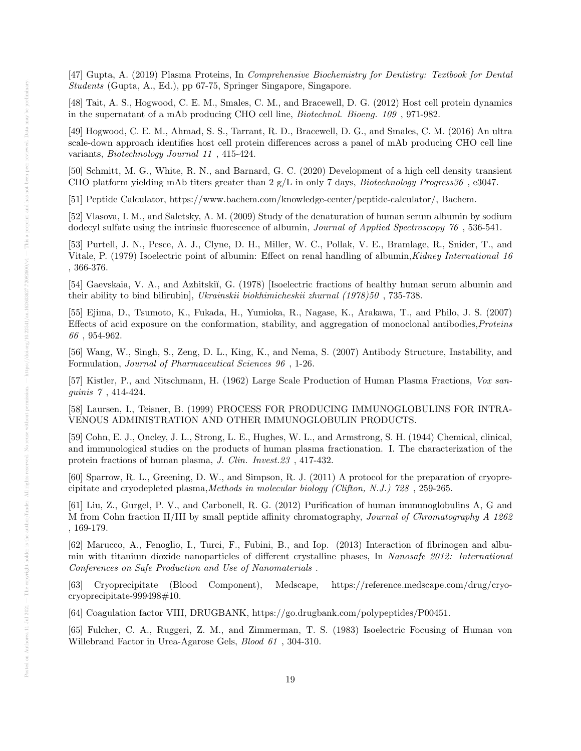[47] Gupta, A. (2019) Plasma Proteins, In *Comprehensive Biochemistry for Dentistry: Textbook for Dental Students* (Gupta, A., Ed.), pp 67-75, Springer Singapore, Singapore.

[48] Tait, A. S., Hogwood, C. E. M., Smales, C. M., and Bracewell, D. G. (2012) Host cell protein dynamics in the supernatant of a mAb producing CHO cell line, *Biotechnol. Bioeng. 109* , 971-982.

[49] Hogwood, C. E. M., Ahmad, S. S., Tarrant, R. D., Bracewell, D. G., and Smales, C. M. (2016) An ultra scale-down approach identifies host cell protein differences across a panel of mAb producing CHO cell line variants, *Biotechnology Journal 11* , 415-424.

[50] Schmitt, M. G., White, R. N., and Barnard, G. C. (2020) Development of a high cell density transient CHO platform yielding mAb titers greater than 2 g/L in only 7 days, *Biotechnology Progress36* , e3047.

[51] Peptide Calculator, https://www.bachem.com/knowledge-center/peptide-calculator/, Bachem.

[52] Vlasova, I. M., and Saletsky, A. M. (2009) Study of the denaturation of human serum albumin by sodium dodecyl sulfate using the intrinsic fluorescence of albumin, *Journal of Applied Spectroscopy 76* , 536-541.

[53] Purtell, J. N., Pesce, A. J., Clyne, D. H., Miller, W. C., Pollak, V. E., Bramlage, R., Snider, T., and Vitale, P. (1979) Isoelectric point of albumin: Effect on renal handling of albumin,*Kidney International 16* , 366-376.

[54] Gaevskaia, V. A., and Azhitskiĭ, G. (1978) [Isoelectric fractions of healthy human serum albumin and their ability to bind bilirubin], *Ukrainskii biokhimicheskii zhurnal (1978)50* , 735-738.

[55] Ejima, D., Tsumoto, K., Fukada, H., Yumioka, R., Nagase, K., Arakawa, T., and Philo, J. S. (2007) Effects of acid exposure on the conformation, stability, and aggregation of monoclonal antibodies,*Proteins 66* , 954-962.

[56] Wang, W., Singh, S., Zeng, D. L., King, K., and Nema, S. (2007) Antibody Structure, Instability, and Formulation, *Journal of Pharmaceutical Sciences 96* , 1-26.

[57] Kistler, P., and Nitschmann, H. (1962) Large Scale Production of Human Plasma Fractions, *Vox sanguinis 7* , 414-424.

[58] Laursen, I., Teisner, B. (1999) PROCESS FOR PRODUCING IMMUNOGLOBULINS FOR INTRAVENOUS ADMINISTRATION AND OTHER IMMUNOGLOBULIN PRODUCTS.

[59] Cohn, E. J., Oncley, J. L., Strong, L. E., Hughes, W. L., and Armstrong, S. H. (1944) Chemical, clinical, and immunological studies on the products of human plasma fractionation. I. The characterization of the protein fractions of human plasma, *J. Clin. Invest.23* , 417-432.

[60] Sparrow, R. L., Greening, D. W., and Simpson, R. J. (2011) A protocol for the preparation of cryoprecipitate and cryodepleted plasma,*Methods in molecular biology (Clifton, N.J.) 728* , 259-265.

[61] Liu, Z., Gurgel, P. V., and Carbonell, R. G. (2012) Purification of human immunoglobulins A, G and M from Cohn fraction II/III by small peptide affinity chromatography, *Journal of Chromatography A 1262* , 169-179.

[62] Marucco, A., Fenoglio, I., Turci, F., Fubini, B., and Iop. (2013) Interaction of fibrinogen and albumin with titanium dioxide nanoparticles of different crystalline phases, In *Nanosafe 2012: International Conferences on Safe Production and Use of Nanomaterials* .

[63] Cryoprecipitate (Blood Component), Medscape, https://reference.medscape.com/drug/cryo-cryoprecipitate-999498#10.

[64] Coagulation factor VIII, DRUGBANK, https://go.drugbank.com/polypeptides/P00451.

[65] Fulcher, C. A., Ruggeri, Z. M., and Zimmerman, T. S. (1983) Isoelectric Focusing of Human von Willebrand Factor in Urea-Agarose Gels, *Blood 61* , 304-310.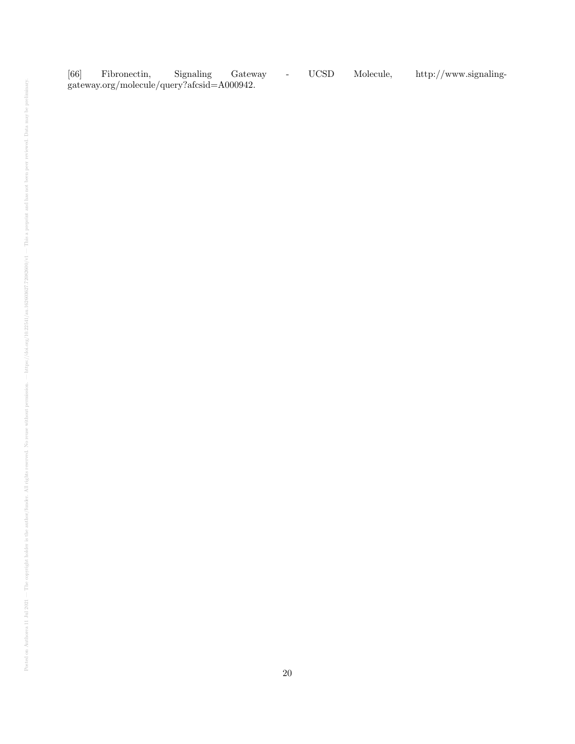[66] Fibronectin, Signaling Gateway - UCSD Molecule, http://www.signaling-gateway.org/molecule/query?afcsid=A000942.